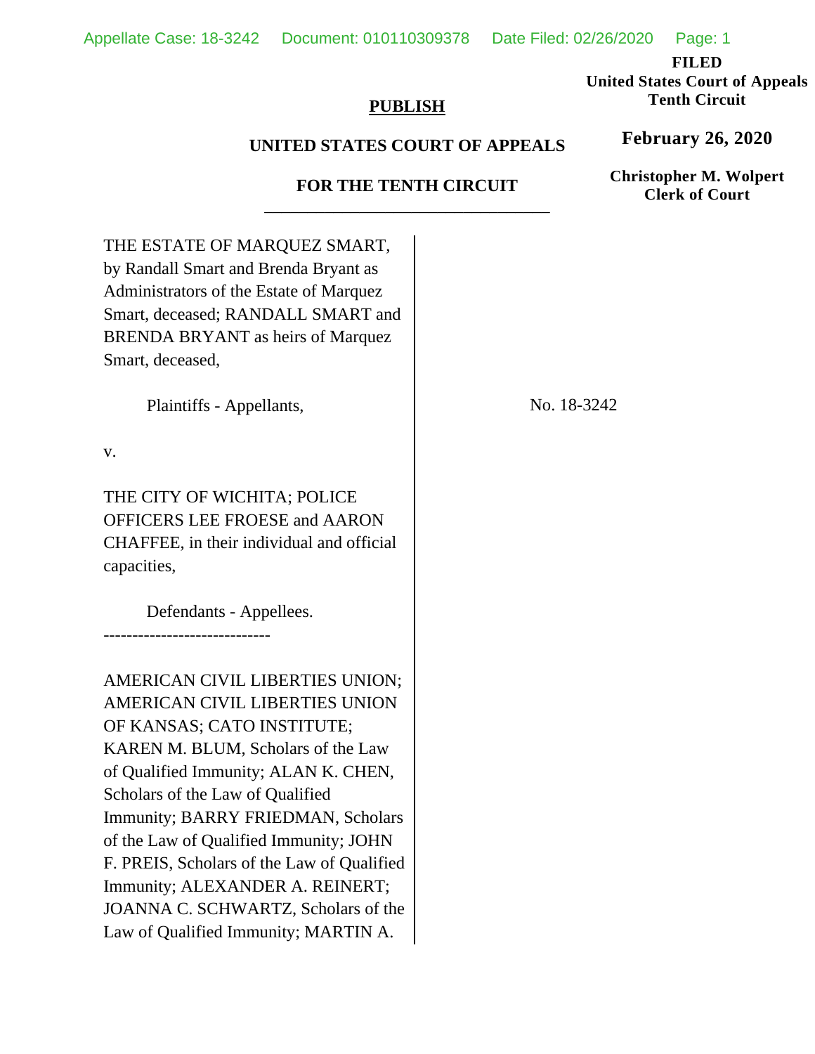**FILED**
**United States Court of Appeals**
**Tenth Circuit**

**February 26, 2020**

**Christopher M. Wolpert**
**Clerk of Court**

**PUBLISH**

**UNITED STATES COURT OF APPEALS**

**FOR THE TENTH CIRCUIT**

THE ESTATE OF MARQUEZ SMART, by Randall Smart and Brenda Bryant as Administrators of the Estate of Marquez Smart, deceased; RANDALL SMART and BRENDA BRYANT as heirs of Marquez Smart, deceased,

Plaintiffs - Appellants,

v.

THE CITY OF WICHITA; POLICE OFFICERS LEE FROESE and AARON CHAFFEE, in their individual and official capacities,

Defendants - Appellees.

No. 18-3242

-----------------------------

AMERICAN CIVIL LIBERTIES UNION; AMERICAN CIVIL LIBERTIES UNION OF KANSAS; CATO INSTITUTE; KAREN M. BLUM, Scholars of the Law of Qualified Immunity; ALAN K. CHEN, Scholars of the Law of Qualified Immunity; BARRY FRIEDMAN, Scholars of the Law of Qualified Immunity; JOHN F. PREIS, Scholars of the Law of Qualified Immunity; ALEXANDER A. REINERT; JOANNA C. SCHWARTZ, Scholars of the Law of Qualified Immunity; MARTIN A.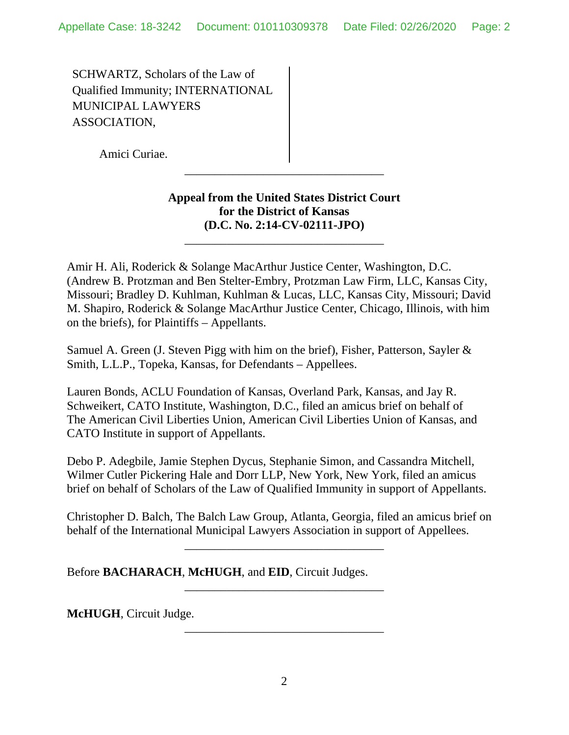SCHWARTZ, Scholars of the Law of Qualified Immunity; INTERNATIONAL MUNICIPAL LAWYERS ASSOCIATION,

Amici Curiae.

---

**Appeal from the United States District Court for the District of Kansas (D.C. No. 2:14-CV-02111-JPO)**

---

Amir H. Ali, Roderick & Solange MacArthur Justice Center, Washington, D.C. (Andrew B. Protzman and Ben Stelter-Embry, Protzman Law Firm, LLC, Kansas City, Missouri; Bradley D. Kuhlman, Kuhlman & Lucas, LLC, Kansas City, Missouri; David M. Shapiro, Roderick & Solange MacArthur Justice Center, Chicago, Illinois, with him on the briefs), for Plaintiffs – Appellants.

Samuel A. Green (J. Steven Pigg with him on the brief), Fisher, Patterson, Sayler & Smith, L.L.P., Topeka, Kansas, for Defendants – Appellees.

Lauren Bonds, ACLU Foundation of Kansas, Overland Park, Kansas, and Jay R. Schweikert, CATO Institute, Washington, D.C., filed an amicus brief on behalf of The American Civil Liberties Union, American Civil Liberties Union of Kansas, and CATO Institute in support of Appellants.

Debo P. Adegbile, Jamie Stephen Dycus, Stephanie Simon, and Cassandra Mitchell, Wilmer Cutler Pickering Hale and Dorr LLP, New York, New York, filed an amicus brief on behalf of Scholars of the Law of Qualified Immunity in support of Appellants.

Christopher D. Balch, The Balch Law Group, Atlanta, Georgia, filed an amicus brief on behalf of the International Municipal Lawyers Association in support of Appellees.

---

Before **BACHARACH**, **McHUGH**, and **EID**, Circuit Judges.

---

**McHUGH**, Circuit Judge.

---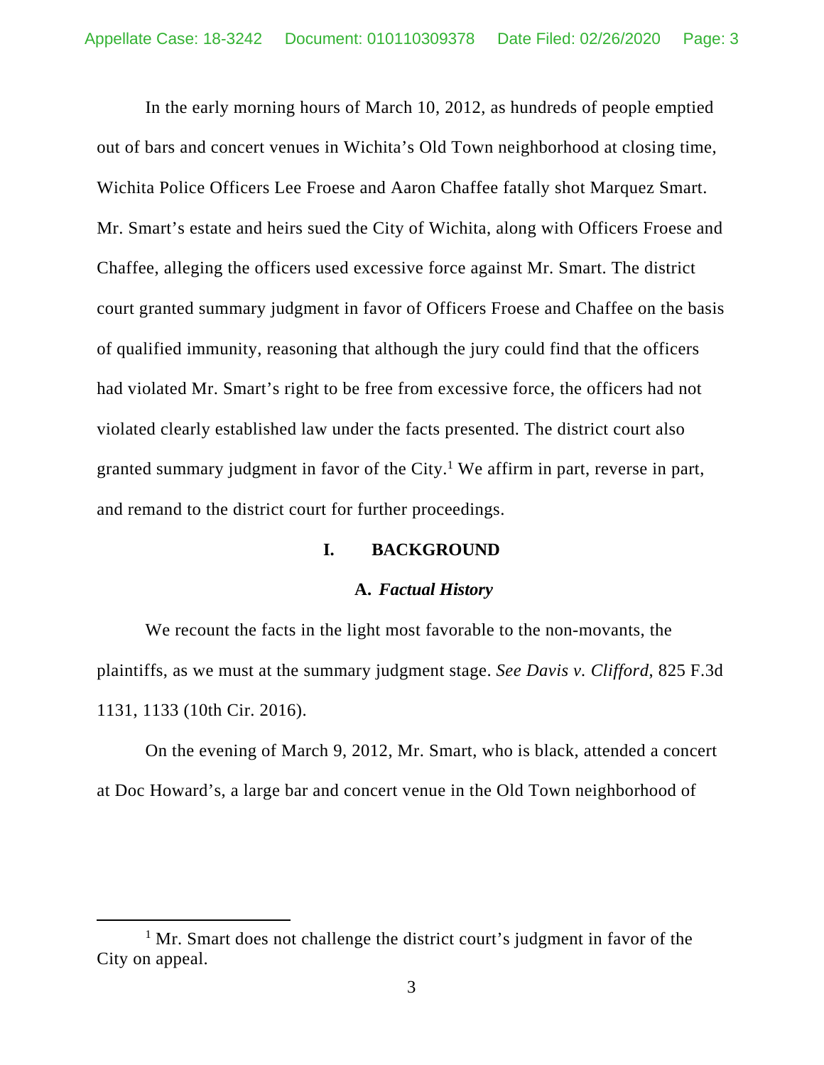In the early morning hours of March 10, 2012, as hundreds of people emptied out of bars and concert venues in Wichita's Old Town neighborhood at closing time, Wichita Police Officers Lee Froese and Aaron Chaffee fatally shot Marquez Smart. Mr. Smart's estate and heirs sued the City of Wichita, along with Officers Froese and Chaffee, alleging the officers used excessive force against Mr. Smart. The district court granted summary judgment in favor of Officers Froese and Chaffee on the basis of qualified immunity, reasoning that although the jury could find that the officers had violated Mr. Smart's right to be free from excessive force, the officers had not violated clearly established law under the facts presented. The district court also granted summary judgment in favor of the City.[1] We affirm in part, reverse in part, and remand to the district court for further proceedings.

## I. BACKGROUND

### A. *Factual History*

We recount the facts in the light most favorable to the non-movants, the plaintiffs, as we must at the summary judgment stage. *See Davis v. Clifford*, 825 F.3d 1131, 1133 (10th Cir. 2016).

On the evening of March 9, 2012, Mr. Smart, who is black, attended a concert at Doc Howard's, a large bar and concert venue in the Old Town neighborhood of

[1] Mr. Smart does not challenge the district court's judgment in favor of the City on appeal.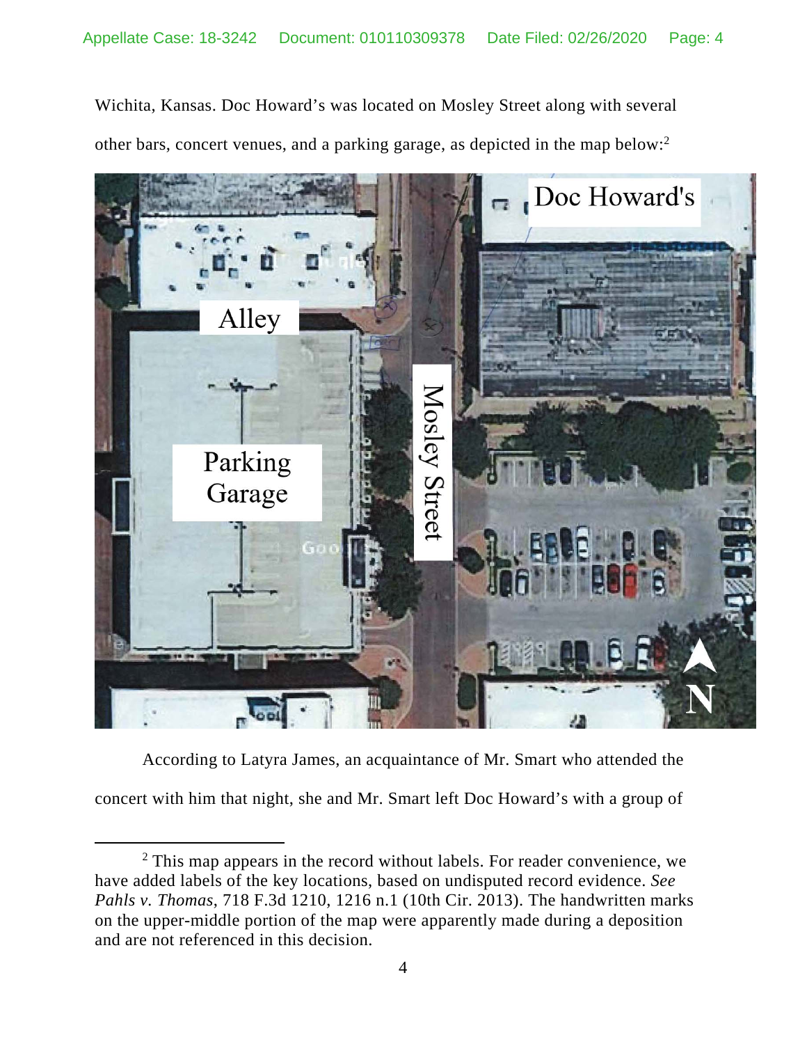Wichita, Kansas. Doc Howard's was located on Mosley Street along with several other bars, concert venues, and a parking garage, as depicted in the map below:[2]

According to Latyra James, an acquaintance of Mr. Smart who attended the concert with him that night, she and Mr. Smart left Doc Howard's with a group of

[2] This map appears in the record without labels. For reader convenience, we have added labels of the key locations, based on undisputed record evidence. *See Pahls v. Thomas*, 718 F.3d 1210, 1216 n.1 (10th Cir. 2013). The handwritten marks on the upper-middle portion of the map were apparently made during a deposition and are not referenced in this decision.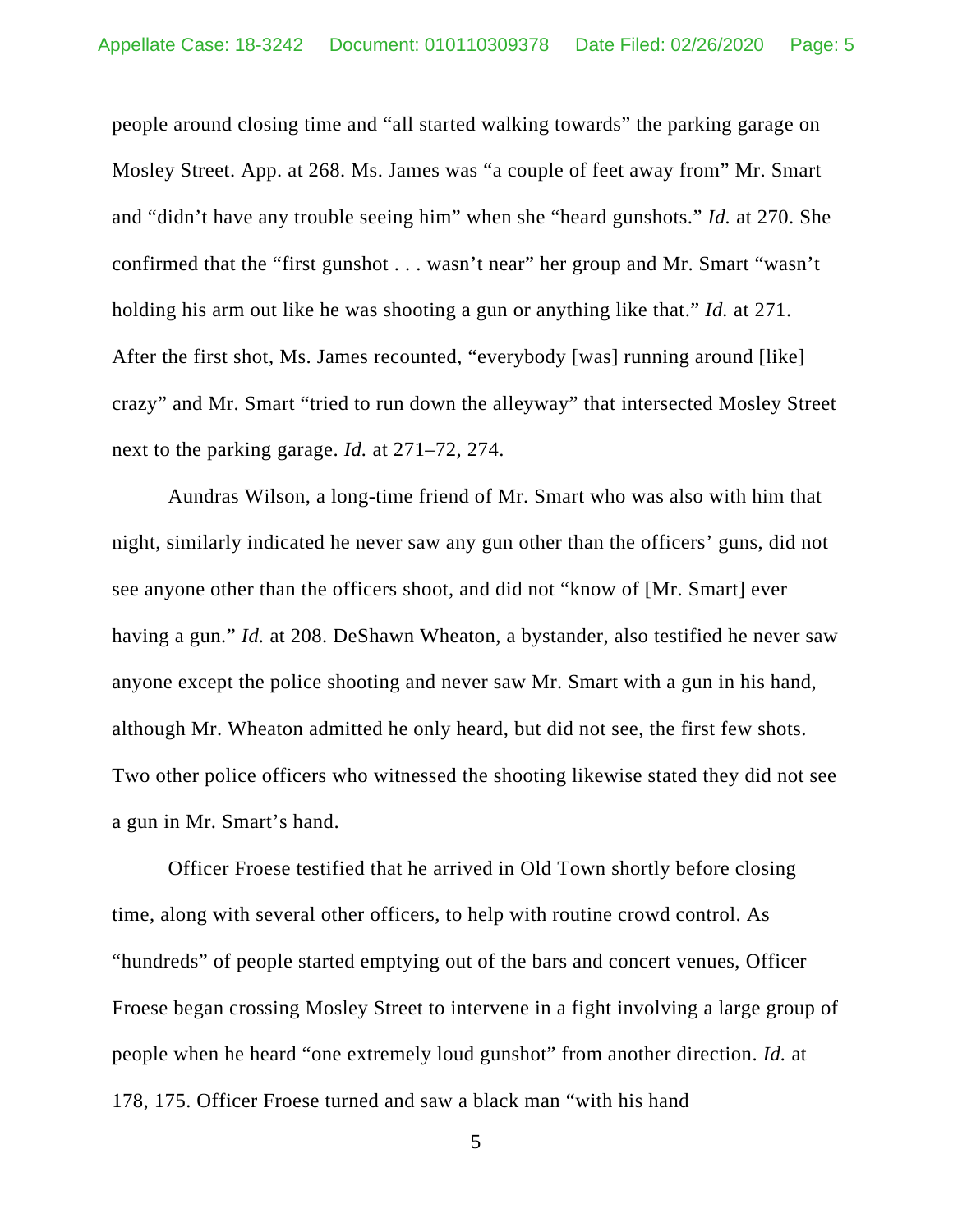people around closing time and "all started walking towards" the parking garage on Mosley Street. App. at 268. Ms. James was "a couple of feet away from" Mr. Smart and "didn't have any trouble seeing him" when she "heard gunshots." *Id.* at 270. She confirmed that the "first gunshot . . . wasn't near" her group and Mr. Smart "wasn't holding his arm out like he was shooting a gun or anything like that." *Id.* at 271. After the first shot, Ms. James recounted, "everybody [was] running around [like] crazy" and Mr. Smart "tried to run down the alleyway" that intersected Mosley Street next to the parking garage. *Id.* at 271–72, 274.

Aundras Wilson, a long-time friend of Mr. Smart who was also with him that night, similarly indicated he never saw any gun other than the officers' guns, did not see anyone other than the officers shoot, and did not "know of [Mr. Smart] ever having a gun." *Id.* at 208. DeShawn Wheaton, a bystander, also testified he never saw anyone except the police shooting and never saw Mr. Smart with a gun in his hand, although Mr. Wheaton admitted he only heard, but did not see, the first few shots. Two other police officers who witnessed the shooting likewise stated they did not see a gun in Mr. Smart's hand.

Officer Froese testified that he arrived in Old Town shortly before closing time, along with several other officers, to help with routine crowd control. As "hundreds" of people started emptying out of the bars and concert venues, Officer Froese began crossing Mosley Street to intervene in a fight involving a large group of people when he heard "one extremely loud gunshot" from another direction. *Id.* at 178, 175. Officer Froese turned and saw a black man "with his hand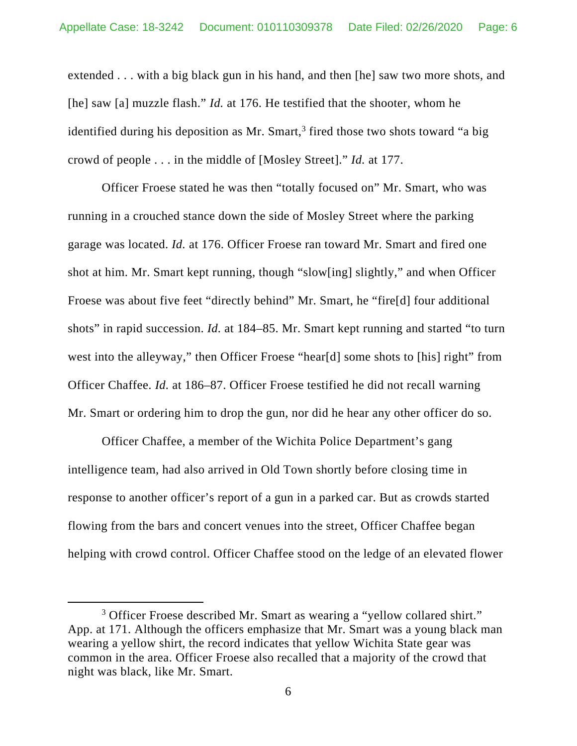extended . . . with a big black gun in his hand, and then [he] saw two more shots, and [he] saw [a] muzzle flash." *Id.* at 176. He testified that the shooter, whom he identified during his deposition as Mr. Smart,[3] fired those two shots toward "a big crowd of people . . . in the middle of [Mosley Street]." *Id.* at 177.

Officer Froese stated he was then "totally focused on" Mr. Smart, who was running in a crouched stance down the side of Mosley Street where the parking garage was located. *Id.* at 176. Officer Froese ran toward Mr. Smart and fired one shot at him. Mr. Smart kept running, though "slow[ing] slightly," and when Officer Froese was about five feet "directly behind" Mr. Smart, he "fire[d] four additional shots" in rapid succession. *Id.* at 184–85. Mr. Smart kept running and started "to turn west into the alleyway," then Officer Froese "hear[d] some shots to [his] right" from Officer Chaffee. *Id.* at 186–87. Officer Froese testified he did not recall warning Mr. Smart or ordering him to drop the gun, nor did he hear any other officer do so.

Officer Chaffee, a member of the Wichita Police Department's gang intelligence team, had also arrived in Old Town shortly before closing time in response to another officer's report of a gun in a parked car. But as crowds started flowing from the bars and concert venues into the street, Officer Chaffee began helping with crowd control. Officer Chaffee stood on the ledge of an elevated flower

[3] Officer Froese described Mr. Smart as wearing a "yellow collared shirt." App. at 171. Although the officers emphasize that Mr. Smart was a young black man wearing a yellow shirt, the record indicates that yellow Wichita State gear was common in the area. Officer Froese also recalled that a majority of the crowd that night was black, like Mr. Smart.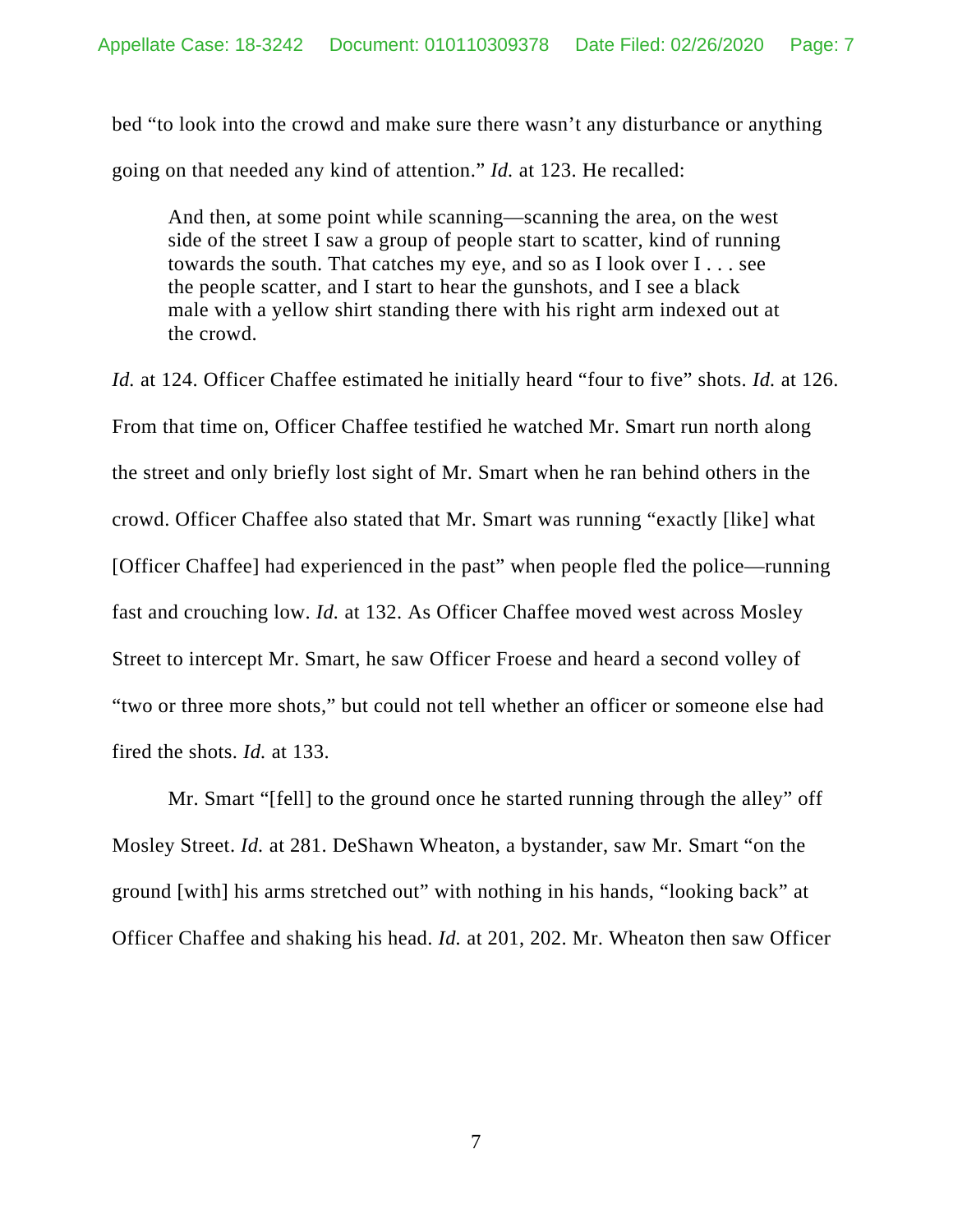bed "to look into the crowd and make sure there wasn't any disturbance or anything going on that needed any kind of attention." *Id.* at 123. He recalled:

> And then, at some point while scanning—scanning the area, on the west side of the street I saw a group of people start to scatter, kind of running towards the south. That catches my eye, and so as I look over I . . . see the people scatter, and I start to hear the gunshots, and I see a black male with a yellow shirt standing there with his right arm indexed out at the crowd.

*Id.* at 124. Officer Chaffee estimated he initially heard "four to five" shots. *Id.* at 126. From that time on, Officer Chaffee testified he watched Mr. Smart run north along the street and only briefly lost sight of Mr. Smart when he ran behind others in the crowd. Officer Chaffee also stated that Mr. Smart was running "exactly [like] what [Officer Chaffee] had experienced in the past" when people fled the police—running fast and crouching low. *Id.* at 132. As Officer Chaffee moved west across Mosley Street to intercept Mr. Smart, he saw Officer Froese and heard a second volley of "two or three more shots," but could not tell whether an officer or someone else had fired the shots. *Id.* at 133.

Mr. Smart "[fell] to the ground once he started running through the alley" off Mosley Street. *Id.* at 281. DeShawn Wheaton, a bystander, saw Mr. Smart "on the ground [with] his arms stretched out" with nothing in his hands, "looking back" at Officer Chaffee and shaking his head. *Id.* at 201, 202. Mr. Wheaton then saw Officer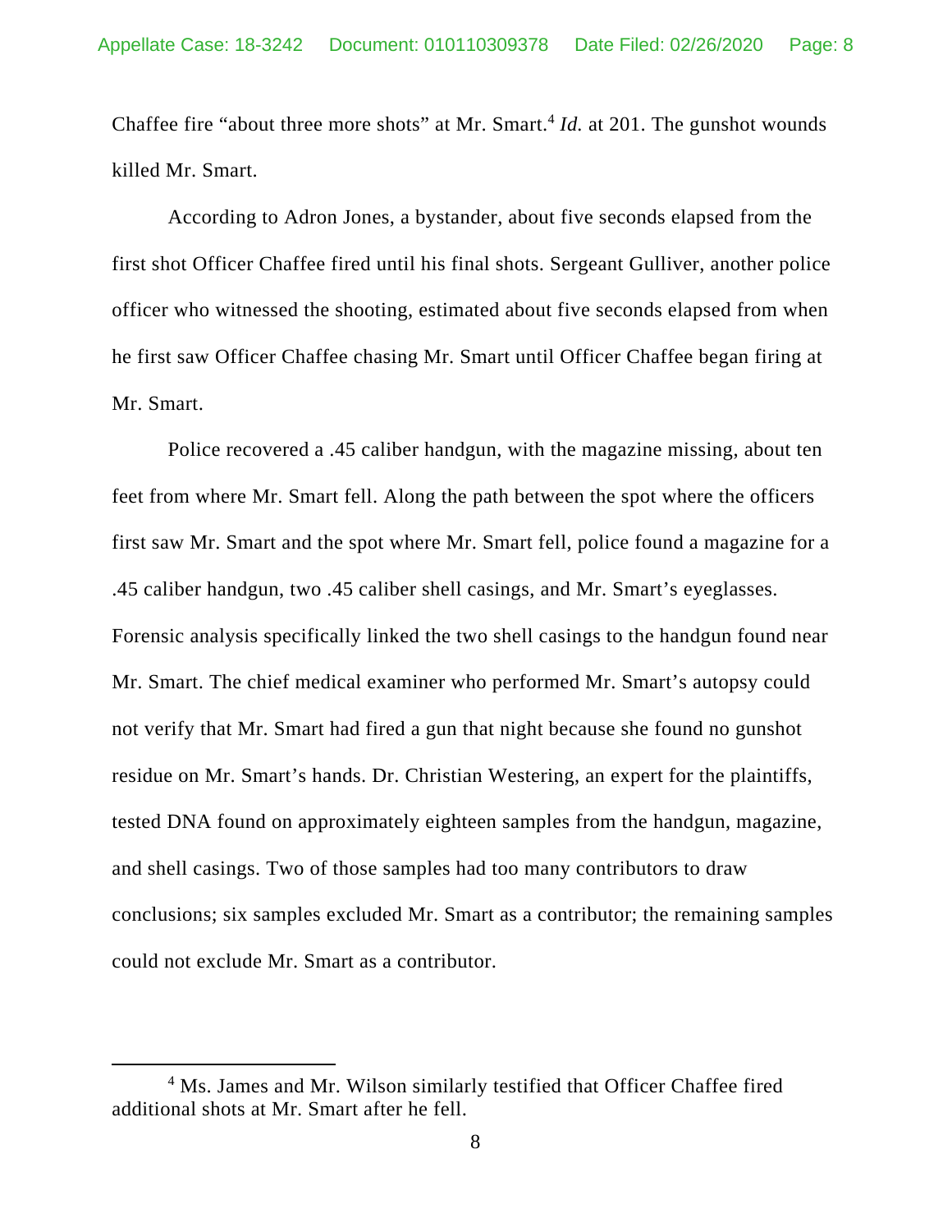Chaffee fire "about three more shots" at Mr. Smart.[4] *Id.* at 201. The gunshot wounds killed Mr. Smart.

According to Adron Jones, a bystander, about five seconds elapsed from the first shot Officer Chaffee fired until his final shots. Sergeant Gulliver, another police officer who witnessed the shooting, estimated about five seconds elapsed from when he first saw Officer Chaffee chasing Mr. Smart until Officer Chaffee began firing at Mr. Smart.

Police recovered a .45 caliber handgun, with the magazine missing, about ten feet from where Mr. Smart fell. Along the path between the spot where the officers first saw Mr. Smart and the spot where Mr. Smart fell, police found a magazine for a .45 caliber handgun, two .45 caliber shell casings, and Mr. Smart's eyeglasses. Forensic analysis specifically linked the two shell casings to the handgun found near Mr. Smart. The chief medical examiner who performed Mr. Smart's autopsy could not verify that Mr. Smart had fired a gun that night because she found no gunshot residue on Mr. Smart's hands. Dr. Christian Westering, an expert for the plaintiffs, tested DNA found on approximately eighteen samples from the handgun, magazine, and shell casings. Two of those samples had too many contributors to draw conclusions; six samples excluded Mr. Smart as a contributor; the remaining samples could not exclude Mr. Smart as a contributor.

[4] Ms. James and Mr. Wilson similarly testified that Officer Chaffee fired additional shots at Mr. Smart after he fell.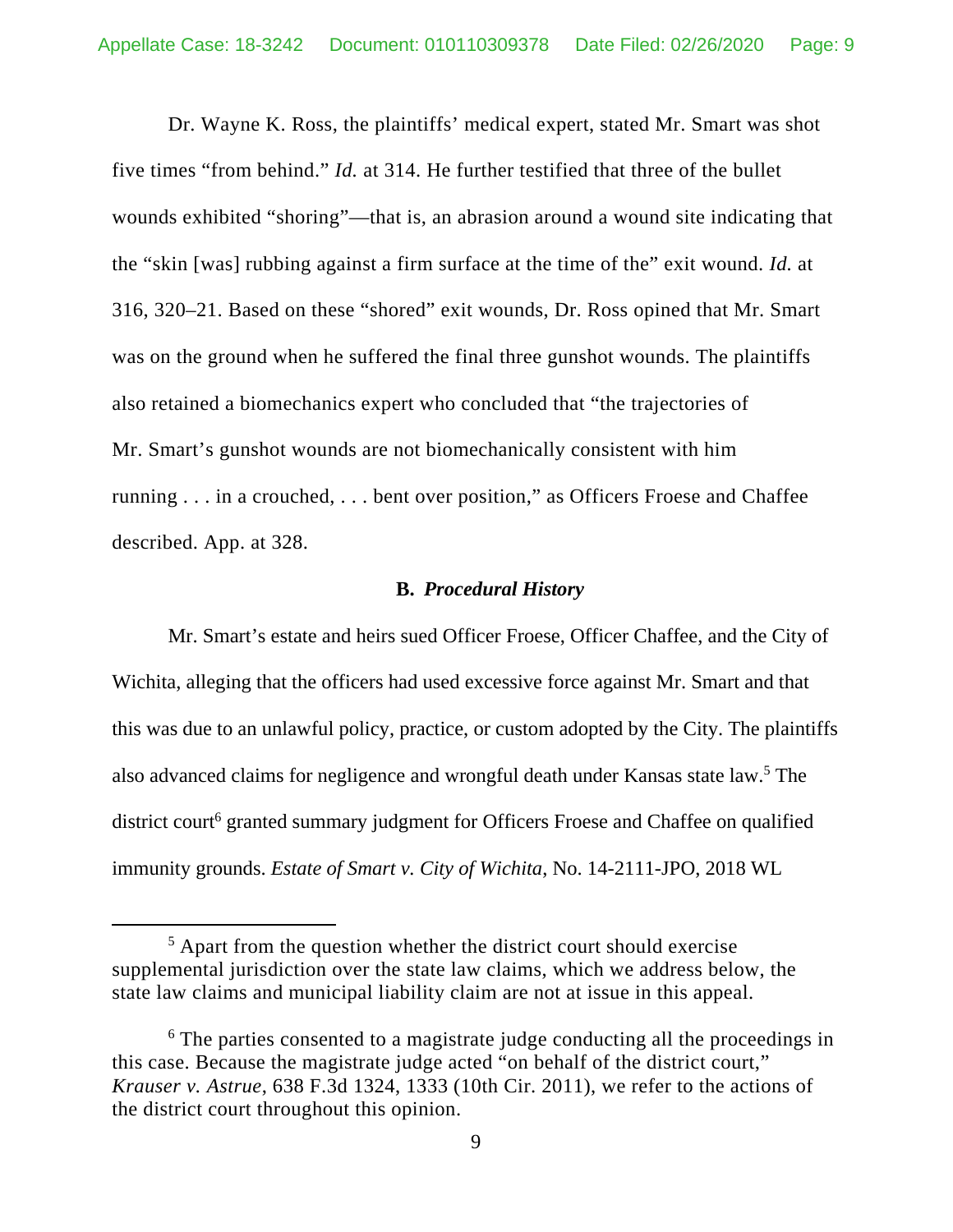Dr. Wayne K. Ross, the plaintiffs' medical expert, stated Mr. Smart was shot five times "from behind." *Id.* at 314. He further testified that three of the bullet wounds exhibited "shoring"—that is, an abrasion around a wound site indicating that the "skin [was] rubbing against a firm surface at the time of the" exit wound. *Id.* at 316, 320–21. Based on these "shored" exit wounds, Dr. Ross opined that Mr. Smart was on the ground when he suffered the final three gunshot wounds. The plaintiffs also retained a biomechanics expert who concluded that "the trajectories of Mr. Smart's gunshot wounds are not biomechanically consistent with him running . . . in a crouched, . . . bent over position," as Officers Froese and Chaffee described. App. at 328.

### B. *Procedural History*

Mr. Smart's estate and heirs sued Officer Froese, Officer Chaffee, and the City of Wichita, alleging that the officers had used excessive force against Mr. Smart and that this was due to an unlawful policy, practice, or custom adopted by the City. The plaintiffs also advanced claims for negligence and wrongful death under Kansas state law.[5] The district court[6] granted summary judgment for Officers Froese and Chaffee on qualified immunity grounds. *Estate of Smart v. City of Wichita*, No. 14-2111-JPO, 2018 WL

---

[5] Apart from the question whether the district court should exercise supplemental jurisdiction over the state law claims, which we address below, the state law claims and municipal liability claim are not at issue in this appeal.

[6] The parties consented to a magistrate judge conducting all the proceedings in this case. Because the magistrate judge acted "on behalf of the district court," *Krauser v. Astrue*, 638 F.3d 1324, 1333 (10th Cir. 2011), we refer to the actions of the district court throughout this opinion.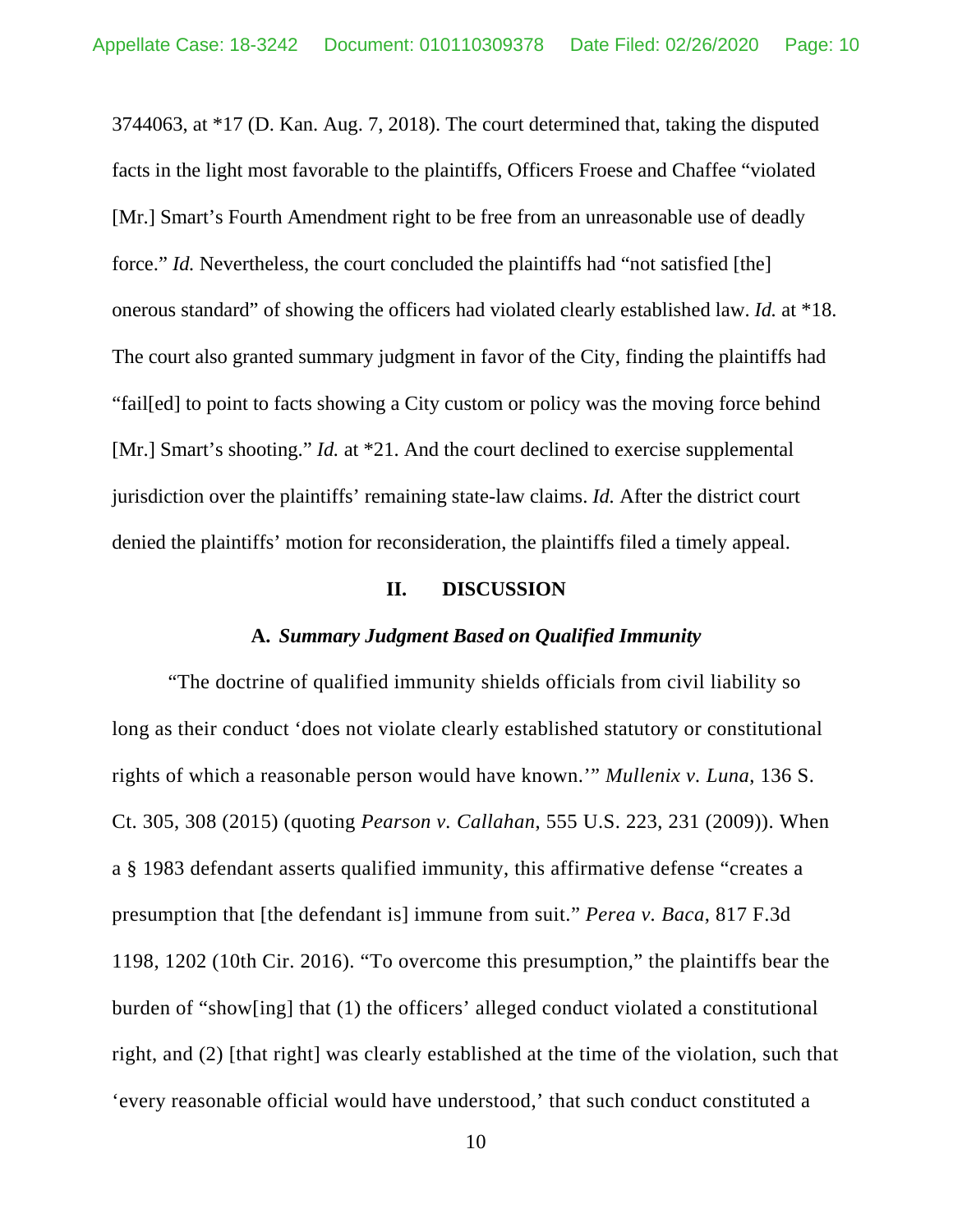3744063, at *17 (D. Kan. Aug. 7, 2018). The court determined that, taking the disputed facts in the light most favorable to the plaintiffs, Officers Froese and Chaffee "violated [Mr.] Smart's Fourth Amendment right to be free from an unreasonable use of deadly force." *Id.* Nevertheless, the court concluded the plaintiffs had "not satisfied [the] onerous standard" of showing the officers had violated clearly established law. *Id.* at *18. The court also granted summary judgment in favor of the City, finding the plaintiffs had "fail[ed] to point to facts showing a City custom or policy was the moving force behind [Mr.] Smart's shooting." *Id.* at *21. And the court declined to exercise supplemental jurisdiction over the plaintiffs' remaining state-law claims. *Id.* After the district court denied the plaintiffs' motion for reconsideration, the plaintiffs filed a timely appeal.

## II. DISCUSSION

### A. *Summary Judgment Based on Qualified Immunity*

"The doctrine of qualified immunity shields officials from civil liability so long as their conduct 'does not violate clearly established statutory or constitutional rights of which a reasonable person would have known.'" *Mullenix v. Luna*, 136 S. Ct. 305, 308 (2015) (quoting *Pearson v. Callahan*, 555 U.S. 223, 231 (2009)). When a § 1983 defendant asserts qualified immunity, this affirmative defense "creates a presumption that [the defendant is] immune from suit." *Perea v. Baca*, 817 F.3d 1198, 1202 (10th Cir. 2016). "To overcome this presumption," the plaintiffs bear the burden of "show[ing] that (1) the officers' alleged conduct violated a constitutional right, and (2) [that right] was clearly established at the time of the violation, such that 'every reasonable official would have understood,' that such conduct constituted a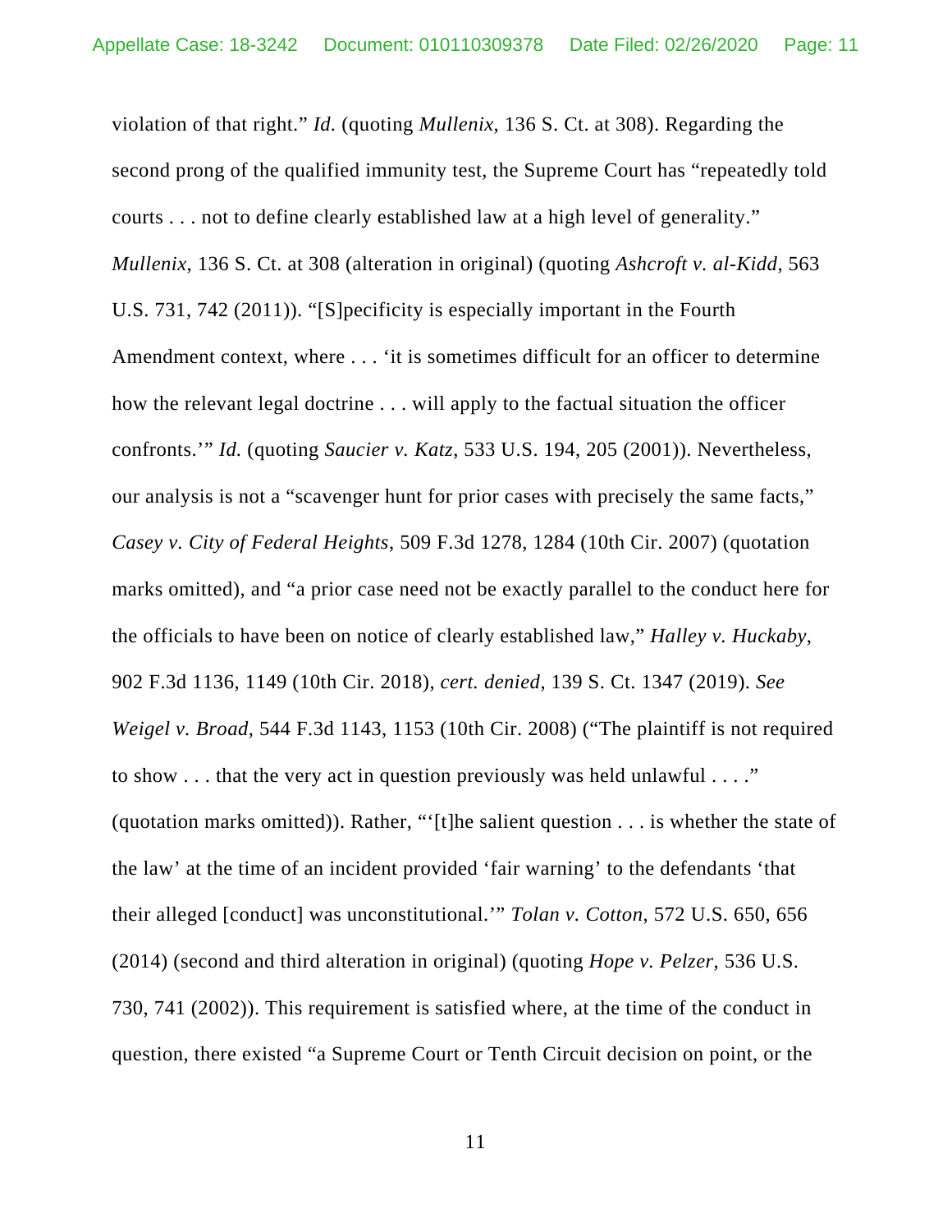violation of that right." *Id.* (quoting *Mullenix*, 136 S. Ct. at 308). Regarding the second prong of the qualified immunity test, the Supreme Court has "repeatedly told courts . . . not to define clearly established law at a high level of generality." *Mullenix*, 136 S. Ct. at 308 (alteration in original) (quoting *Ashcroft v. al-Kidd*, 563 U.S. 731, 742 (2011)). "[S]pecificity is especially important in the Fourth Amendment context, where . . . 'it is sometimes difficult for an officer to determine how the relevant legal doctrine . . . will apply to the factual situation the officer confronts.'" *Id.* (quoting *Saucier v. Katz*, 533 U.S. 194, 205 (2001)). Nevertheless, our analysis is not a "scavenger hunt for prior cases with precisely the same facts," *Casey v. City of Federal Heights*, 509 F.3d 1278, 1284 (10th Cir. 2007) (quotation marks omitted), and "a prior case need not be exactly parallel to the conduct here for the officials to have been on notice of clearly established law," *Halley v. Huckaby*, 902 F.3d 1136, 1149 (10th Cir. 2018), *cert. denied*, 139 S. Ct. 1347 (2019). *See Weigel v. Broad*, 544 F.3d 1143, 1153 (10th Cir. 2008) ("The plaintiff is not required to show . . . that the very act in question previously was held unlawful . . . ." (quotation marks omitted)). Rather, "'[t]he salient question . . . is whether the state of the law' at the time of an incident provided 'fair warning' to the defendants 'that their alleged [conduct] was unconstitutional.'" *Tolan v. Cotton*, 572 U.S. 650, 656 (2014) (second and third alteration in original) (quoting *Hope v. Pelzer*, 536 U.S. 730, 741 (2002)). This requirement is satisfied where, at the time of the conduct in question, there existed "a Supreme Court or Tenth Circuit decision on point, or the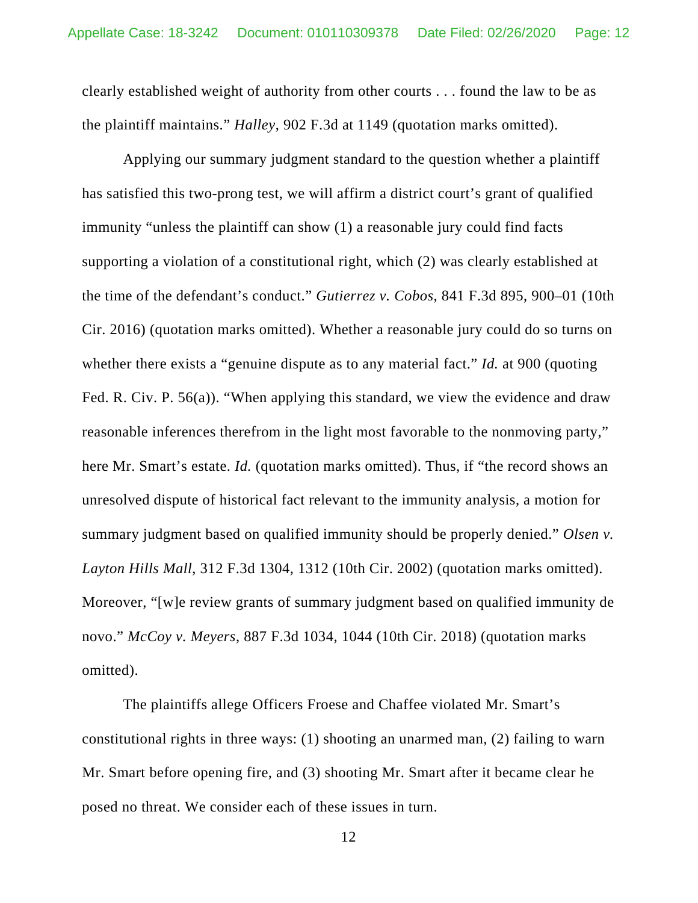clearly established weight of authority from other courts . . . found the law to be as the plaintiff maintains." *Halley*, 902 F.3d at 1149 (quotation marks omitted).

Applying our summary judgment standard to the question whether a plaintiff has satisfied this two-prong test, we will affirm a district court's grant of qualified immunity "unless the plaintiff can show (1) a reasonable jury could find facts supporting a violation of a constitutional right, which (2) was clearly established at the time of the defendant's conduct." *Gutierrez v. Cobos*, 841 F.3d 895, 900–01 (10th Cir. 2016) (quotation marks omitted). Whether a reasonable jury could do so turns on whether there exists a "genuine dispute as to any material fact." *Id.* at 900 (quoting Fed. R. Civ. P. 56(a)). "When applying this standard, we view the evidence and draw reasonable inferences therefrom in the light most favorable to the nonmoving party," here Mr. Smart's estate. *Id.* (quotation marks omitted). Thus, if "the record shows an unresolved dispute of historical fact relevant to the immunity analysis, a motion for summary judgment based on qualified immunity should be properly denied." *Olsen v. Layton Hills Mall*, 312 F.3d 1304, 1312 (10th Cir. 2002) (quotation marks omitted). Moreover, "[w]e review grants of summary judgment based on qualified immunity de novo." *McCoy v. Meyers*, 887 F.3d 1034, 1044 (10th Cir. 2018) (quotation marks omitted).

The plaintiffs allege Officers Froese and Chaffee violated Mr. Smart's constitutional rights in three ways: (1) shooting an unarmed man, (2) failing to warn Mr. Smart before opening fire, and (3) shooting Mr. Smart after it became clear he posed no threat. We consider each of these issues in turn.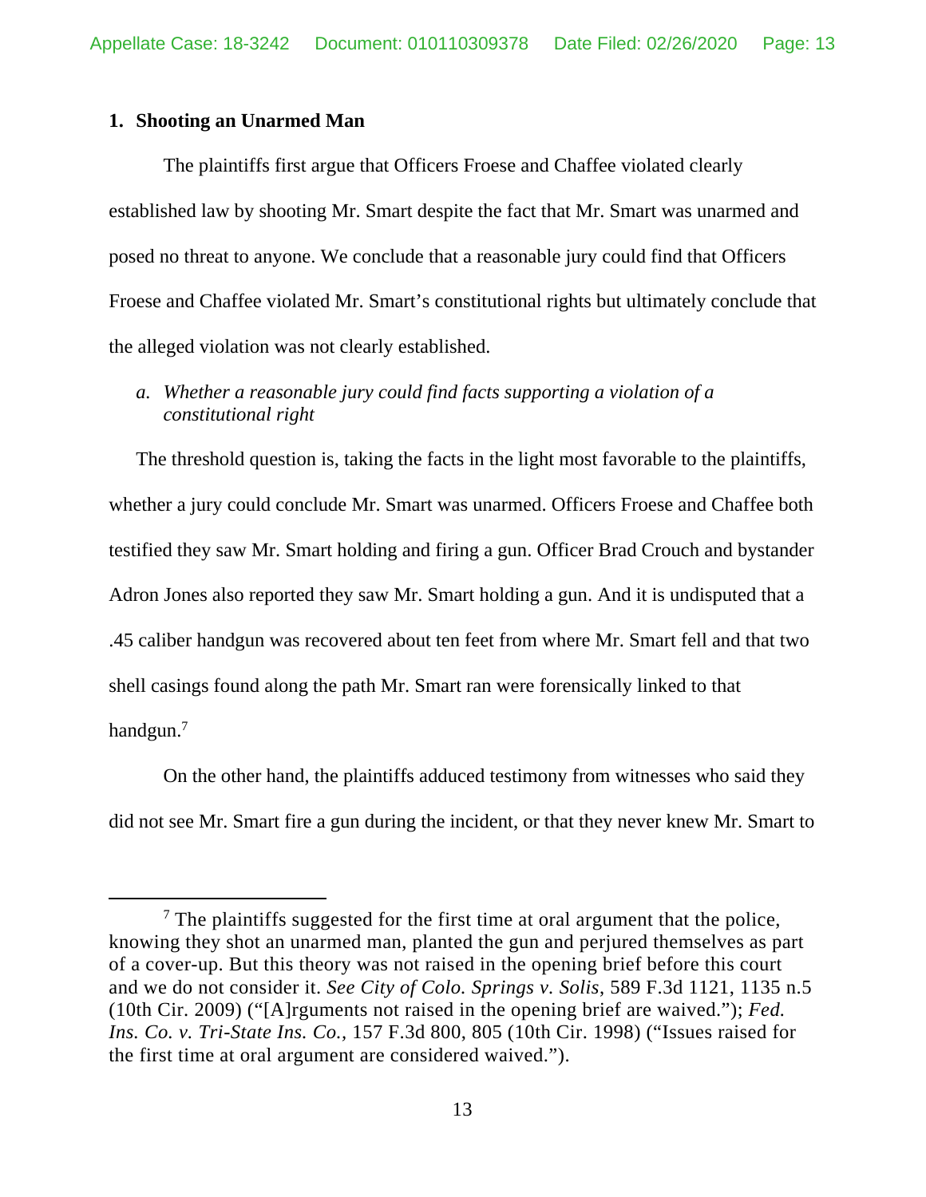### 1. Shooting an Unarmed Man

The plaintiffs first argue that Officers Froese and Chaffee violated clearly established law by shooting Mr. Smart despite the fact that Mr. Smart was unarmed and posed no threat to anyone. We conclude that a reasonable jury could find that Officers Froese and Chaffee violated Mr. Smart's constitutional rights but ultimately conclude that the alleged violation was not clearly established.

#### *a. Whether a reasonable jury could find facts supporting a violation of a constitutional right*

The threshold question is, taking the facts in the light most favorable to the plaintiffs, whether a jury could conclude Mr. Smart was unarmed. Officers Froese and Chaffee both testified they saw Mr. Smart holding and firing a gun. Officer Brad Crouch and bystander Adron Jones also reported they saw Mr. Smart holding a gun. And it is undisputed that a .45 caliber handgun was recovered about ten feet from where Mr. Smart fell and that two shell casings found along the path Mr. Smart ran were forensically linked to that handgun.[7]

On the other hand, the plaintiffs adduced testimony from witnesses who said they did not see Mr. Smart fire a gun during the incident, or that they never knew Mr. Smart to

[7] The plaintiffs suggested for the first time at oral argument that the police, knowing they shot an unarmed man, planted the gun and perjured themselves as part of a cover-up. But this theory was not raised in the opening brief before this court and we do not consider it. *See City of Colo. Springs v. Solis*, 589 F.3d 1121, 1135 n.5 (10th Cir. 2009) ("[A]rguments not raised in the opening brief are waived."); *Fed. Ins. Co. v. Tri-State Ins. Co.*, 157 F.3d 800, 805 (10th Cir. 1998) ("Issues raised for the first time at oral argument are considered waived.").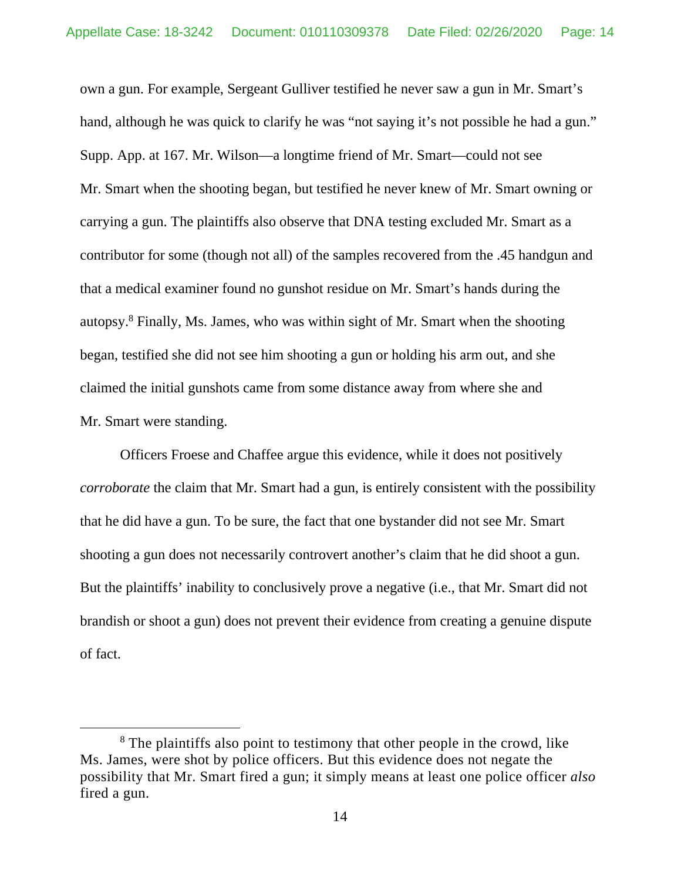own a gun. For example, Sergeant Gulliver testified he never saw a gun in Mr. Smart's hand, although he was quick to clarify he was "not saying it's not possible he had a gun." Supp. App. at 167. Mr. Wilson—a longtime friend of Mr. Smart—could not see Mr. Smart when the shooting began, but testified he never knew of Mr. Smart owning or carrying a gun. The plaintiffs also observe that DNA testing excluded Mr. Smart as a contributor for some (though not all) of the samples recovered from the .45 handgun and that a medical examiner found no gunshot residue on Mr. Smart's hands during the autopsy.[8] Finally, Ms. James, who was within sight of Mr. Smart when the shooting began, testified she did not see him shooting a gun or holding his arm out, and she claimed the initial gunshots came from some distance away from where she and Mr. Smart were standing.

Officers Froese and Chaffee argue this evidence, while it does not positively *corroborate* the claim that Mr. Smart had a gun, is entirely consistent with the possibility that he did have a gun. To be sure, the fact that one bystander did not see Mr. Smart shooting a gun does not necessarily controvert another's claim that he did shoot a gun. But the plaintiffs' inability to conclusively prove a negative (i.e., that Mr. Smart did not brandish or shoot a gun) does not prevent their evidence from creating a genuine dispute of fact.

[8] The plaintiffs also point to testimony that other people in the crowd, like Ms. James, were shot by police officers. But this evidence does not negate the possibility that Mr. Smart fired a gun; it simply means at least one police officer *also* fired a gun.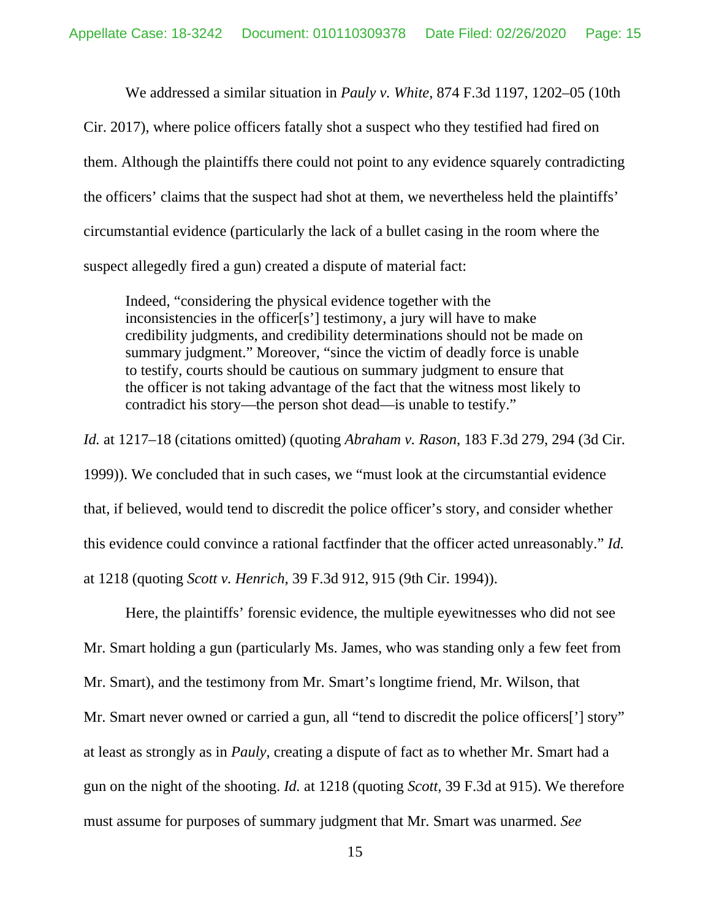We addressed a similar situation in *Pauly v. White*, 874 F.3d 1197, 1202–05 (10th Cir. 2017), where police officers fatally shot a suspect who they testified had fired on them. Although the plaintiffs there could not point to any evidence squarely contradicting the officers' claims that the suspect had shot at them, we nevertheless held the plaintiffs' circumstantial evidence (particularly the lack of a bullet casing in the room where the suspect allegedly fired a gun) created a dispute of material fact:

> Indeed, "considering the physical evidence together with the inconsistencies in the officer[s'] testimony, a jury will have to make credibility judgments, and credibility determinations should not be made on summary judgment." Moreover, "since the victim of deadly force is unable to testify, courts should be cautious on summary judgment to ensure that the officer is not taking advantage of the fact that the witness most likely to contradict his story—the person shot dead—is unable to testify."

*Id.* at 1217–18 (citations omitted) (quoting *Abraham v. Rason*, 183 F.3d 279, 294 (3d Cir. 1999)). We concluded that in such cases, we "must look at the circumstantial evidence that, if believed, would tend to discredit the police officer's story, and consider whether this evidence could convince a rational factfinder that the officer acted unreasonably." *Id.* at 1218 (quoting *Scott v. Henrich*, 39 F.3d 912, 915 (9th Cir. 1994)).

Here, the plaintiffs' forensic evidence, the multiple eyewitnesses who did not see Mr. Smart holding a gun (particularly Ms. James, who was standing only a few feet from Mr. Smart), and the testimony from Mr. Smart's longtime friend, Mr. Wilson, that Mr. Smart never owned or carried a gun, all "tend to discredit the police officers['] story" at least as strongly as in *Pauly*, creating a dispute of fact as to whether Mr. Smart had a gun on the night of the shooting. *Id.* at 1218 (quoting *Scott*, 39 F.3d at 915). We therefore must assume for purposes of summary judgment that Mr. Smart was unarmed. *See*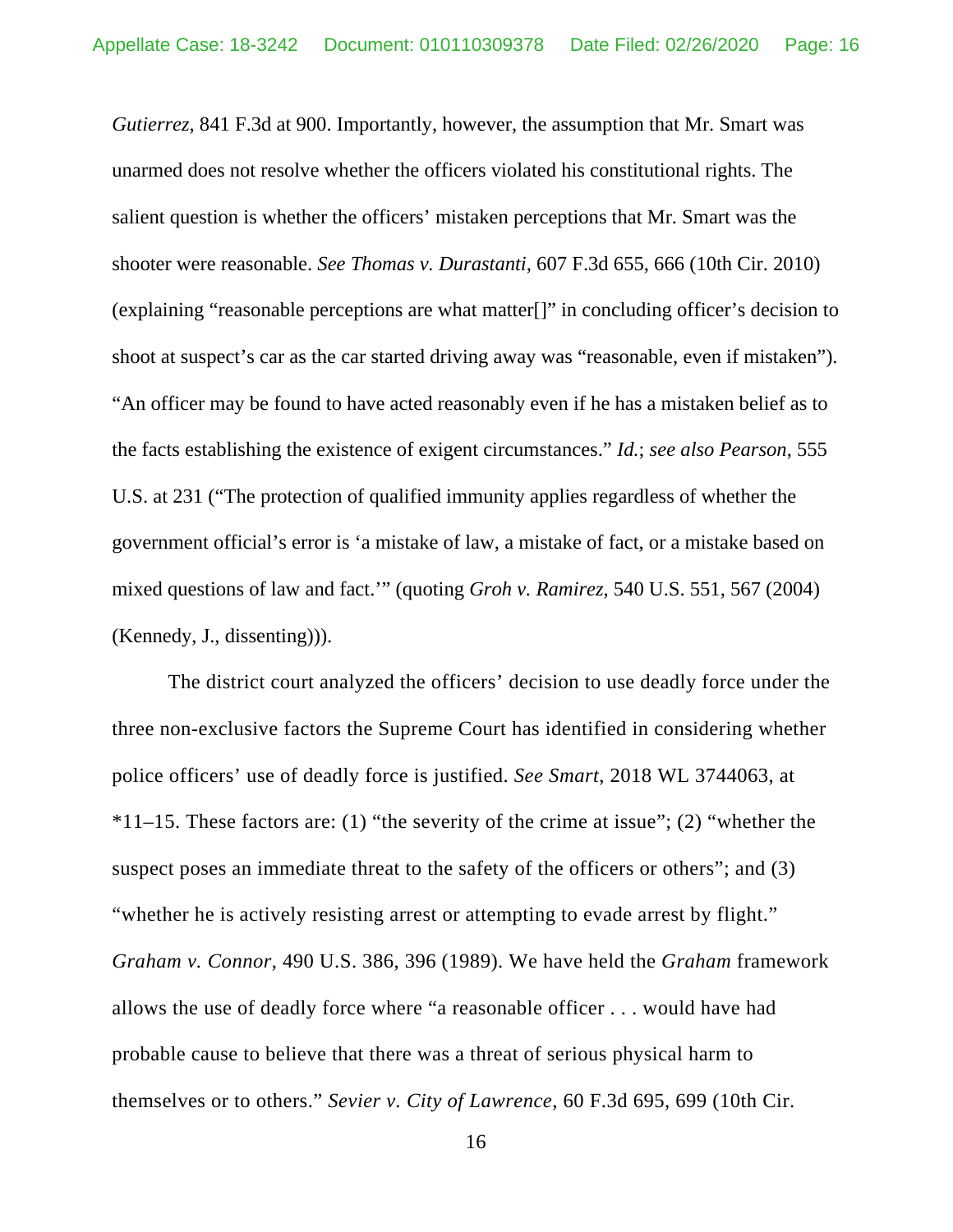*Gutierrez*, 841 F.3d at 900. Importantly, however, the assumption that Mr. Smart was unarmed does not resolve whether the officers violated his constitutional rights. The salient question is whether the officers' mistaken perceptions that Mr. Smart was the shooter were reasonable. *See Thomas v. Durastanti*, 607 F.3d 655, 666 (10th Cir. 2010) (explaining "reasonable perceptions are what matter[]" in concluding officer's decision to shoot at suspect's car as the car started driving away was "reasonable, even if mistaken"). "An officer may be found to have acted reasonably even if he has a mistaken belief as to the facts establishing the existence of exigent circumstances." *Id.*; *see also Pearson*, 555 U.S. at 231 ("The protection of qualified immunity applies regardless of whether the government official's error is 'a mistake of law, a mistake of fact, or a mistake based on mixed questions of law and fact.'" (quoting *Groh v. Ramirez*, 540 U.S. 551, 567 (2004) (Kennedy, J., dissenting))).

The district court analyzed the officers' decision to use deadly force under the three non-exclusive factors the Supreme Court has identified in considering whether police officers' use of deadly force is justified. *See Smart*, 2018 WL 3744063, at *11–15. These factors are: (1) "the severity of the crime at issue"; (2) "whether the suspect poses an immediate threat to the safety of the officers or others"; and (3) "whether he is actively resisting arrest or attempting to evade arrest by flight." *Graham v. Connor*, 490 U.S. 386, 396 (1989). We have held the *Graham* framework allows the use of deadly force where "a reasonable officer . . . would have had probable cause to believe that there was a threat of serious physical harm to themselves or to others." *Sevier v. City of Lawrence*, 60 F.3d 695, 699 (10th Cir.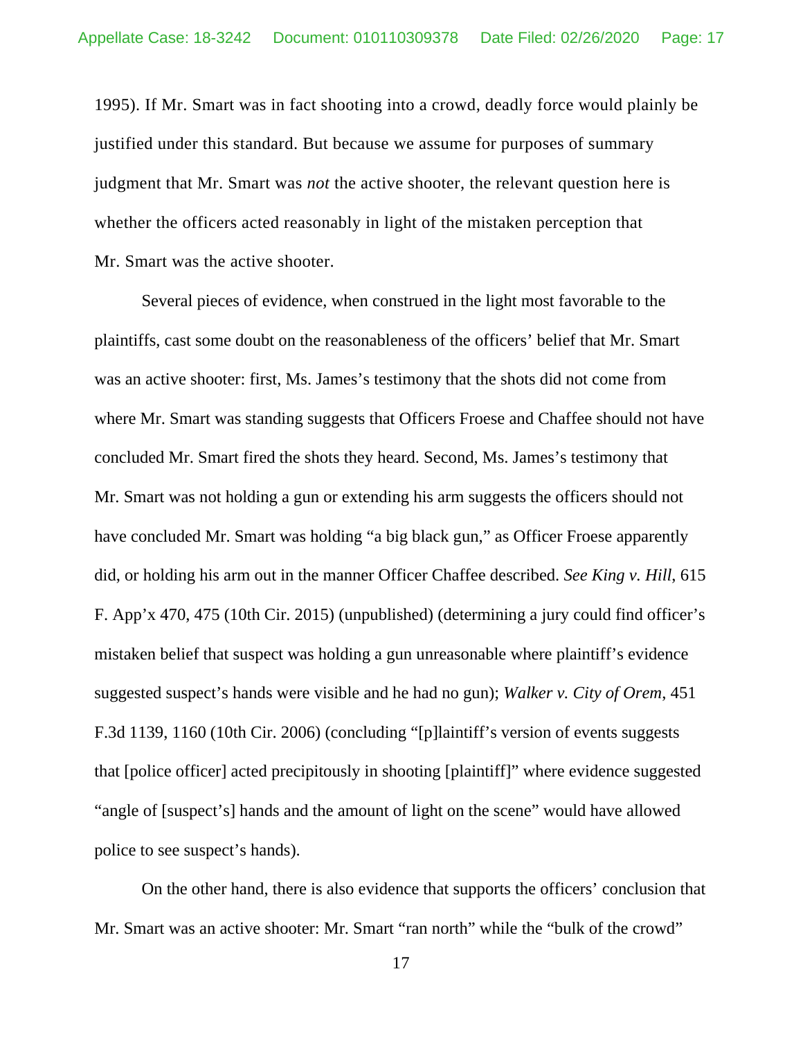1995). If Mr. Smart was in fact shooting into a crowd, deadly force would plainly be justified under this standard. But because we assume for purposes of summary judgment that Mr. Smart was *not* the active shooter, the relevant question here is whether the officers acted reasonably in light of the mistaken perception that Mr. Smart was the active shooter.

Several pieces of evidence, when construed in the light most favorable to the plaintiffs, cast some doubt on the reasonableness of the officers' belief that Mr. Smart was an active shooter: first, Ms. James's testimony that the shots did not come from where Mr. Smart was standing suggests that Officers Froese and Chaffee should not have concluded Mr. Smart fired the shots they heard. Second, Ms. James's testimony that Mr. Smart was not holding a gun or extending his arm suggests the officers should not have concluded Mr. Smart was holding "a big black gun," as Officer Froese apparently did, or holding his arm out in the manner Officer Chaffee described. *See King v. Hill*, 615 F. App'x 470, 475 (10th Cir. 2015) (unpublished) (determining a jury could find officer's mistaken belief that suspect was holding a gun unreasonable where plaintiff's evidence suggested suspect's hands were visible and he had no gun); *Walker v. City of Orem*, 451 F.3d 1139, 1160 (10th Cir. 2006) (concluding "[p]laintiff's version of events suggests that [police officer] acted precipitously in shooting [plaintiff]" where evidence suggested "angle of [suspect's] hands and the amount of light on the scene" would have allowed police to see suspect's hands).

On the other hand, there is also evidence that supports the officers' conclusion that Mr. Smart was an active shooter: Mr. Smart "ran north" while the "bulk of the crowd"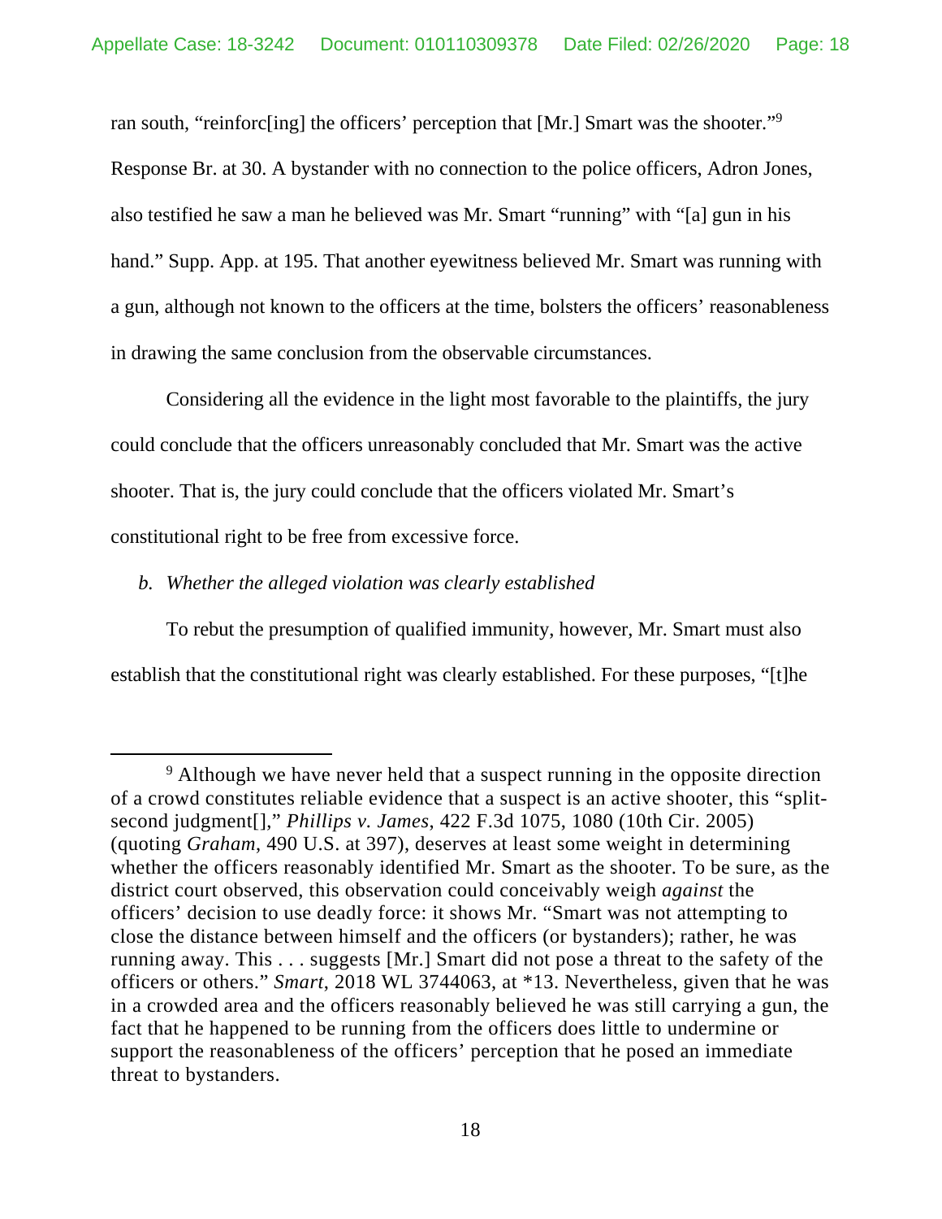ran south, "reinforc[ing] the officers' perception that [Mr.] Smart was the shooter."[9] Response Br. at 30. A bystander with no connection to the police officers, Adron Jones, also testified he saw a man he believed was Mr. Smart "running" with "[a] gun in his hand." Supp. App. at 195. That another eyewitness believed Mr. Smart was running with a gun, although not known to the officers at the time, bolsters the officers' reasonableness in drawing the same conclusion from the observable circumstances.

Considering all the evidence in the light most favorable to the plaintiffs, the jury could conclude that the officers unreasonably concluded that Mr. Smart was the active shooter. That is, the jury could conclude that the officers violated Mr. Smart's constitutional right to be free from excessive force.

*b. Whether the alleged violation was clearly established*

To rebut the presumption of qualified immunity, however, Mr. Smart must also establish that the constitutional right was clearly established. For these purposes, "[t]he

---

[9] Although we have never held that a suspect running in the opposite direction of a crowd constitutes reliable evidence that a suspect is an active shooter, this "split-second judgment[]," *Phillips v. James*, 422 F.3d 1075, 1080 (10th Cir. 2005) (quoting *Graham*, 490 U.S. at 397), deserves at least some weight in determining whether the officers reasonably identified Mr. Smart as the shooter. To be sure, as the district court observed, this observation could conceivably weigh *against* the officers' decision to use deadly force: it shows Mr. "Smart was not attempting to close the distance between himself and the officers (or bystanders); rather, he was running away. This . . . suggests [Mr.] Smart did not pose a threat to the safety of the officers or others." *Smart*, 2018 WL 3744063, at *13. Nevertheless, given that he was in a crowded area and the officers reasonably believed he was still carrying a gun, the fact that he happened to be running from the officers does little to undermine or support the reasonableness of the officers' perception that he posed an immediate threat to bystanders.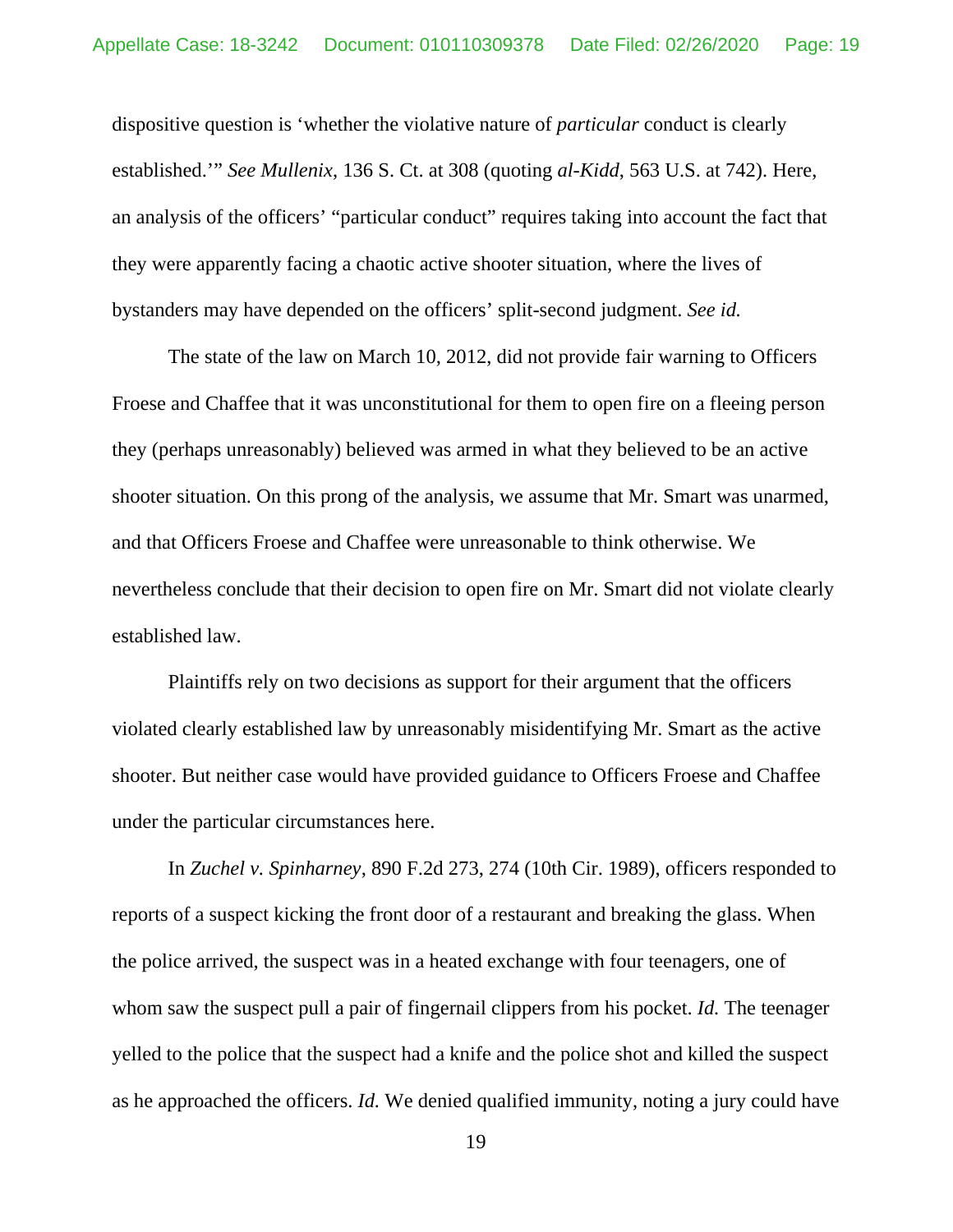dispositive question is 'whether the violative nature of *particular* conduct is clearly established.'" *See Mullenix*, 136 S. Ct. at 308 (quoting *al-Kidd*, 563 U.S. at 742). Here, an analysis of the officers' "particular conduct" requires taking into account the fact that they were apparently facing a chaotic active shooter situation, where the lives of bystanders may have depended on the officers' split-second judgment. *See id.*

The state of the law on March 10, 2012, did not provide fair warning to Officers Froese and Chaffee that it was unconstitutional for them to open fire on a fleeing person they (perhaps unreasonably) believed was armed in what they believed to be an active shooter situation. On this prong of the analysis, we assume that Mr. Smart was unarmed, and that Officers Froese and Chaffee were unreasonable to think otherwise. We nevertheless conclude that their decision to open fire on Mr. Smart did not violate clearly established law.

Plaintiffs rely on two decisions as support for their argument that the officers violated clearly established law by unreasonably misidentifying Mr. Smart as the active shooter. But neither case would have provided guidance to Officers Froese and Chaffee under the particular circumstances here.

In *Zuchel v. Spinharney*, 890 F.2d 273, 274 (10th Cir. 1989), officers responded to reports of a suspect kicking the front door of a restaurant and breaking the glass. When the police arrived, the suspect was in a heated exchange with four teenagers, one of whom saw the suspect pull a pair of fingernail clippers from his pocket. *Id.* The teenager yelled to the police that the suspect had a knife and the police shot and killed the suspect as he approached the officers. *Id.* We denied qualified immunity, noting a jury could have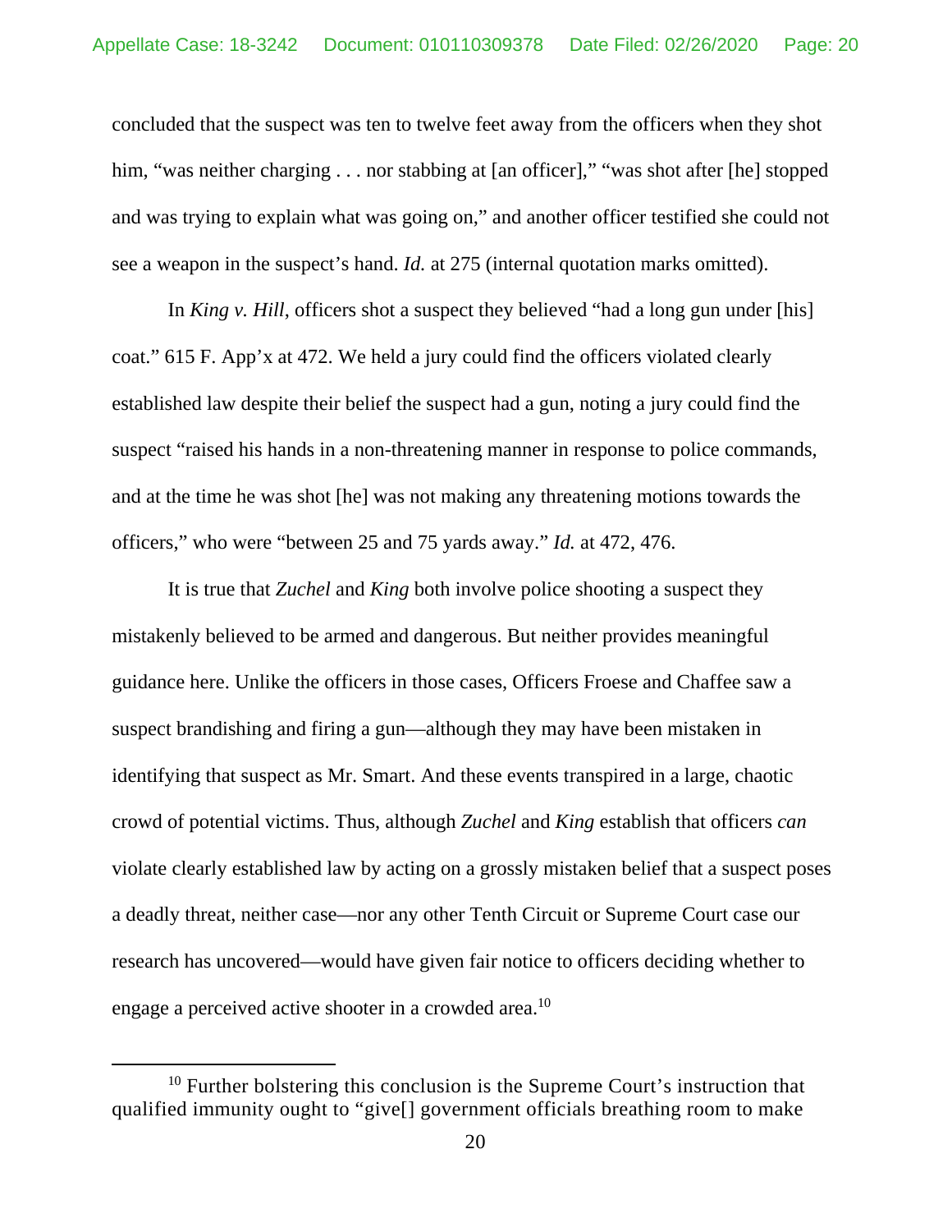concluded that the suspect was ten to twelve feet away from the officers when they shot him, "was neither charging . . . nor stabbing at [an officer]," "was shot after [he] stopped and was trying to explain what was going on," and another officer testified she could not see a weapon in the suspect's hand. *Id.* at 275 (internal quotation marks omitted).

In *King v. Hill*, officers shot a suspect they believed "had a long gun under [his] coat." 615 F. App'x at 472. We held a jury could find the officers violated clearly established law despite their belief the suspect had a gun, noting a jury could find the suspect "raised his hands in a non-threatening manner in response to police commands, and at the time he was shot [he] was not making any threatening motions towards the officers," who were "between 25 and 75 yards away." *Id.* at 472, 476.

It is true that *Zuchel* and *King* both involve police shooting a suspect they mistakenly believed to be armed and dangerous. But neither provides meaningful guidance here. Unlike the officers in those cases, Officers Froese and Chaffee saw a suspect brandishing and firing a gun—although they may have been mistaken in identifying that suspect as Mr. Smart. And these events transpired in a large, chaotic crowd of potential victims. Thus, although *Zuchel* and *King* establish that officers *can* violate clearly established law by acting on a grossly mistaken belief that a suspect poses a deadly threat, neither case—nor any other Tenth Circuit or Supreme Court case our research has uncovered—would have given fair notice to officers deciding whether to engage a perceived active shooter in a crowded area.[10]

[10] Further bolstering this conclusion is the Supreme Court's instruction that qualified immunity ought to "give[] government officials breathing room to make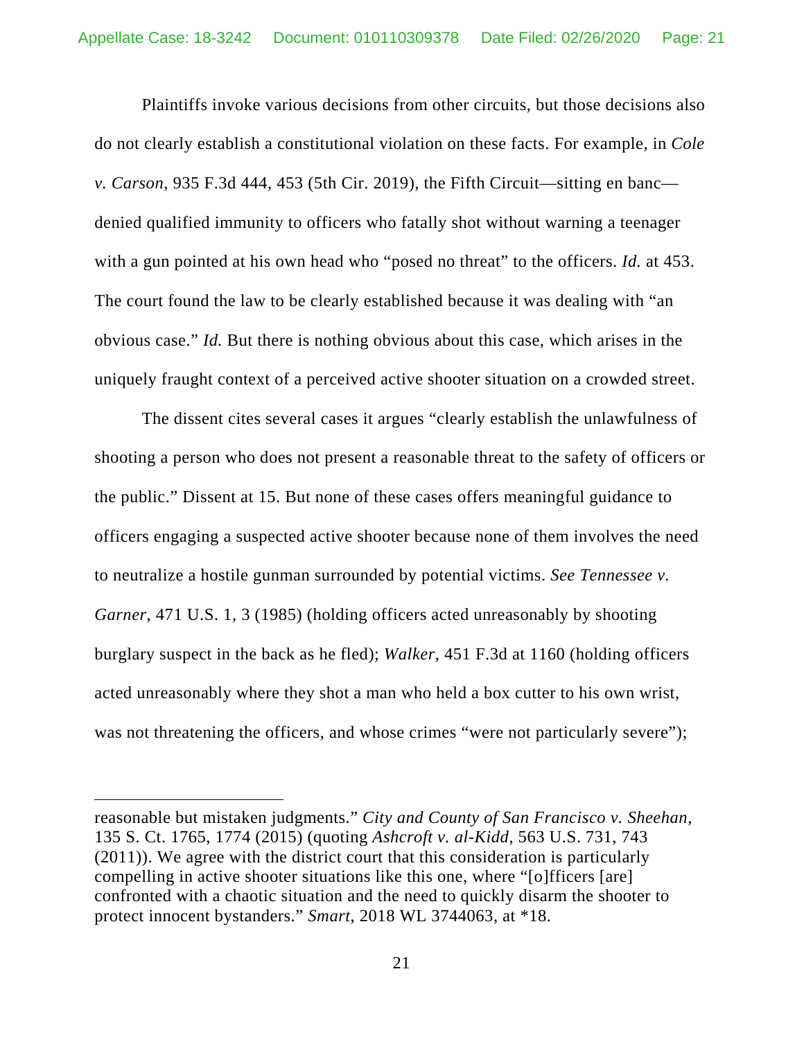Plaintiffs invoke various decisions from other circuits, but those decisions also do not clearly establish a constitutional violation on these facts. For example, in *Cole v. Carson*, 935 F.3d 444, 453 (5th Cir. 2019), the Fifth Circuit—sitting en banc—denied qualified immunity to officers who fatally shot without warning a teenager with a gun pointed at his own head who "posed no threat" to the officers. *Id.* at 453. The court found the law to be clearly established because it was dealing with "an obvious case." *Id.* But there is nothing obvious about this case, which arises in the uniquely fraught context of a perceived active shooter situation on a crowded street.

The dissent cites several cases it argues "clearly establish the unlawfulness of shooting a person who does not present a reasonable threat to the safety of officers or the public." Dissent at 15. But none of these cases offers meaningful guidance to officers engaging a suspected active shooter because none of them involves the need to neutralize a hostile gunman surrounded by potential victims. *See Tennessee v. Garner*, 471 U.S. 1, 3 (1985) (holding officers acted unreasonably by shooting burglary suspect in the back as he fled); *Walker*, 451 F.3d at 1160 (holding officers acted unreasonably where they shot a man who held a box cutter to his own wrist, was not threatening the officers, and whose crimes "were not particularly severe");

---

reasonable but mistaken judgments." *City and County of San Francisco v. Sheehan*, 135 S. Ct. 1765, 1774 (2015) (quoting *Ashcroft v. al-Kidd*, 563 U.S. 731, 743 (2011)). We agree with the district court that this consideration is particularly compelling in active shooter situations like this one, where "[o]fficers [are] confronted with a chaotic situation and the need to quickly disarm the shooter to protect innocent bystanders." *Smart*, 2018 WL 3744063, at *18.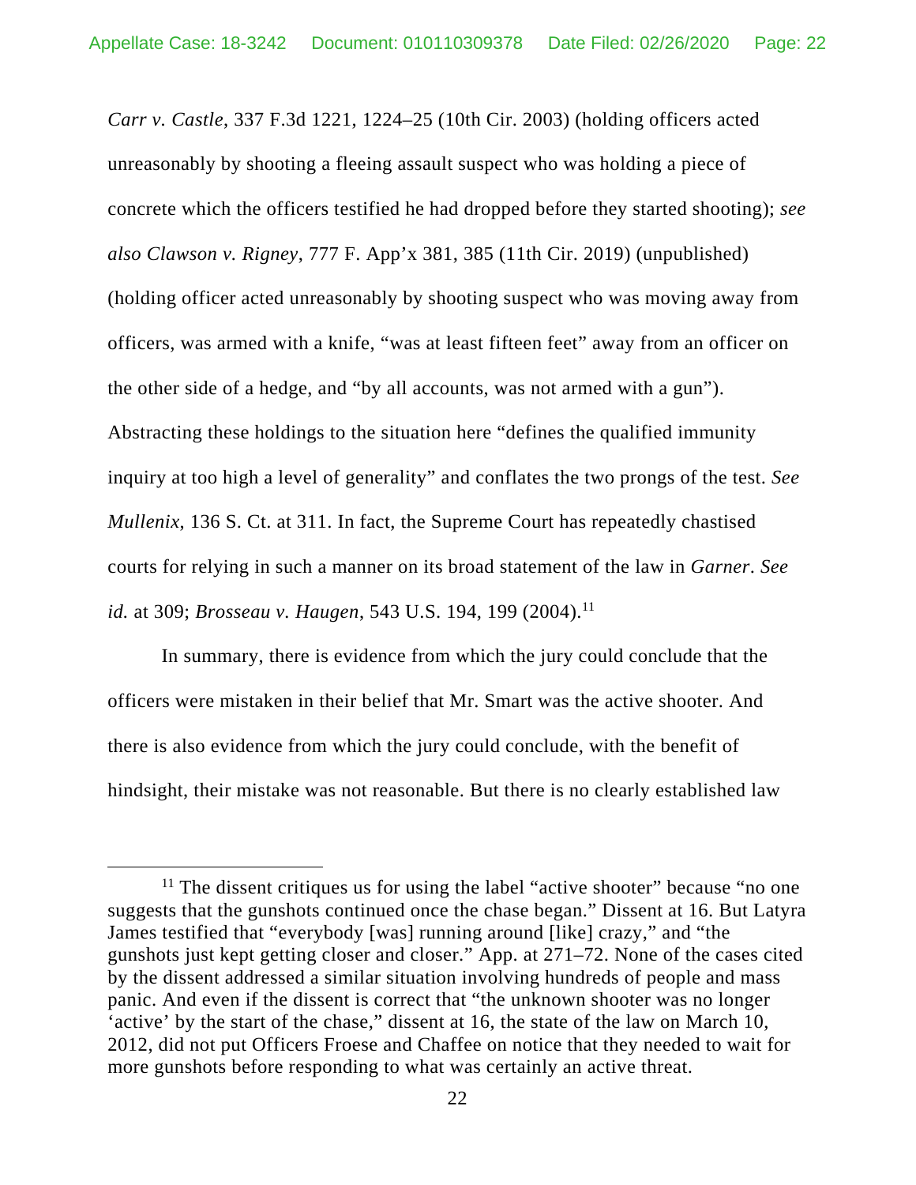*Carr v. Castle*, 337 F.3d 1221, 1224–25 (10th Cir. 2003) (holding officers acted unreasonably by shooting a fleeing assault suspect who was holding a piece of concrete which the officers testified he had dropped before they started shooting); *see also Clawson v. Rigney*, 777 F. App'x 381, 385 (11th Cir. 2019) (unpublished) (holding officer acted unreasonably by shooting suspect who was moving away from officers, was armed with a knife, "was at least fifteen feet" away from an officer on the other side of a hedge, and "by all accounts, was not armed with a gun"). Abstracting these holdings to the situation here "defines the qualified immunity inquiry at too high a level of generality" and conflates the two prongs of the test. *See Mullenix*, 136 S. Ct. at 311. In fact, the Supreme Court has repeatedly chastised courts for relying in such a manner on its broad statement of the law in *Garner*. *See id.* at 309; *Brosseau v. Haugen*, 543 U.S. 194, 199 (2004).[11]

In summary, there is evidence from which the jury could conclude that the officers were mistaken in their belief that Mr. Smart was the active shooter. And there is also evidence from which the jury could conclude, with the benefit of hindsight, their mistake was not reasonable. But there is no clearly established law

[11] The dissent critiques us for using the label "active shooter" because "no one suggests that the gunshots continued once the chase began." Dissent at 16. But Latyra James testified that "everybody [was] running around [like] crazy," and "the gunshots just kept getting closer and closer." App. at 271–72. None of the cases cited by the dissent addressed a similar situation involving hundreds of people and mass panic. And even if the dissent is correct that "the unknown shooter was no longer 'active' by the start of the chase," dissent at 16, the state of the law on March 10, 2012, did not put Officers Froese and Chaffee on notice that they needed to wait for more gunshots before responding to what was certainly an active threat.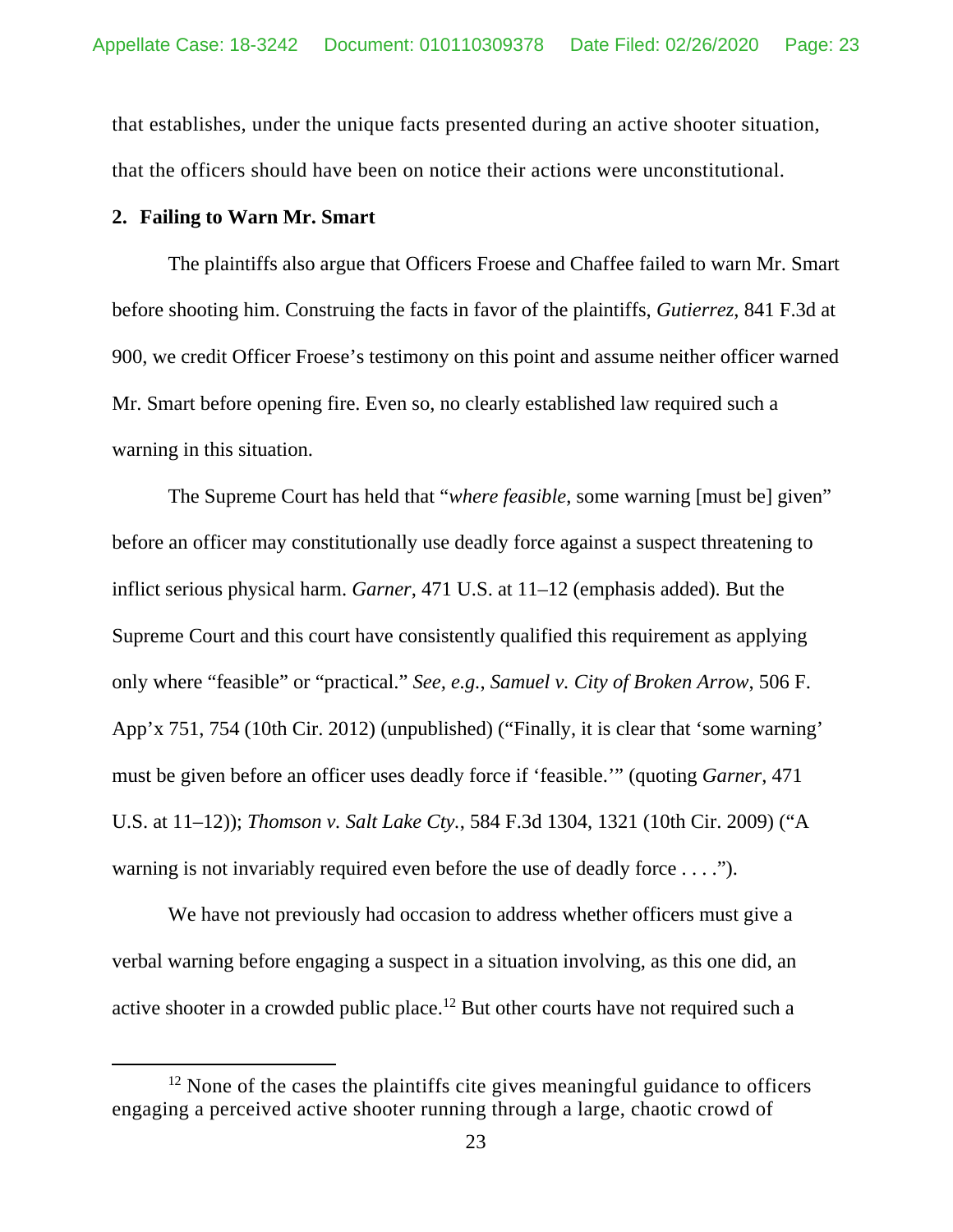that establishes, under the unique facts presented during an active shooter situation, that the officers should have been on notice their actions were unconstitutional.

**2. Failing to Warn Mr. Smart**

The plaintiffs also argue that Officers Froese and Chaffee failed to warn Mr. Smart before shooting him. Construing the facts in favor of the plaintiffs, *Gutierrez*, 841 F.3d at 900, we credit Officer Froese's testimony on this point and assume neither officer warned Mr. Smart before opening fire. Even so, no clearly established law required such a warning in this situation.

The Supreme Court has held that "*where feasible*, some warning [must be] given" before an officer may constitutionally use deadly force against a suspect threatening to inflict serious physical harm. *Garner*, 471 U.S. at 11–12 (emphasis added). But the Supreme Court and this court have consistently qualified this requirement as applying only where "feasible" or "practical." *See, e.g.*, *Samuel v. City of Broken Arrow*, 506 F. App'x 751, 754 (10th Cir. 2012) (unpublished) ("Finally, it is clear that 'some warning' must be given before an officer uses deadly force if 'feasible.'" (quoting *Garner*, 471 U.S. at 11–12)); *Thomson v. Salt Lake Cty.*, 584 F.3d 1304, 1321 (10th Cir. 2009) ("A warning is not invariably required even before the use of deadly force . . . .").

We have not previously had occasion to address whether officers must give a verbal warning before engaging a suspect in a situation involving, as this one did, an active shooter in a crowded public place.[12] But other courts have not required such a

[12] None of the cases the plaintiffs cite gives meaningful guidance to officers engaging a perceived active shooter running through a large, chaotic crowd of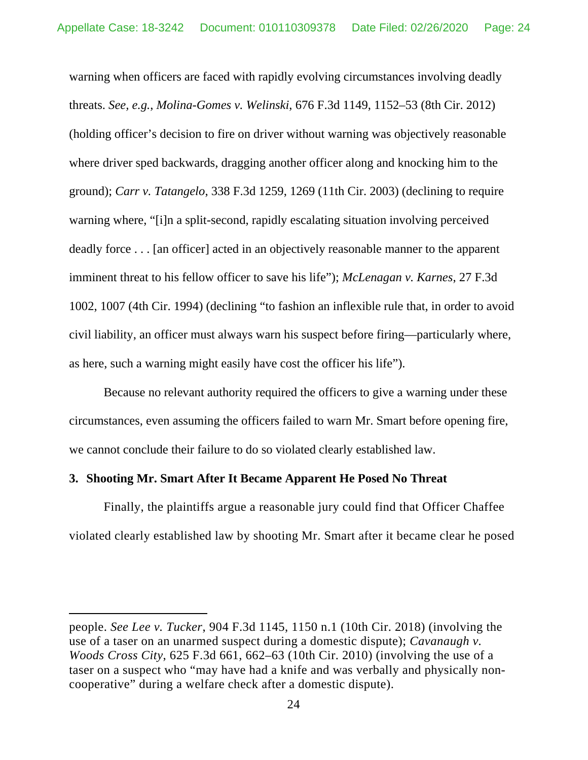warning when officers are faced with rapidly evolving circumstances involving deadly threats. *See, e.g.*, *Molina-Gomes v. Welinski*, 676 F.3d 1149, 1152–53 (8th Cir. 2012) (holding officer's decision to fire on driver without warning was objectively reasonable where driver sped backwards, dragging another officer along and knocking him to the ground); *Carr v. Tatangelo*, 338 F.3d 1259, 1269 (11th Cir. 2003) (declining to require warning where, "[i]n a split-second, rapidly escalating situation involving perceived deadly force . . . [an officer] acted in an objectively reasonable manner to the apparent imminent threat to his fellow officer to save his life"); *McLenagan v. Karnes*, 27 F.3d 1002, 1007 (4th Cir. 1994) (declining "to fashion an inflexible rule that, in order to avoid civil liability, an officer must always warn his suspect before firing—particularly where, as here, such a warning might easily have cost the officer his life").

Because no relevant authority required the officers to give a warning under these circumstances, even assuming the officers failed to warn Mr. Smart before opening fire, we cannot conclude their failure to do so violated clearly established law.

### 3. Shooting Mr. Smart After It Became Apparent He Posed No Threat

Finally, the plaintiffs argue a reasonable jury could find that Officer Chaffee violated clearly established law by shooting Mr. Smart after it became clear he posed

---

people. *See Lee v. Tucker*, 904 F.3d 1145, 1150 n.1 (10th Cir. 2018) (involving the use of a taser on an unarmed suspect during a domestic dispute); *Cavanaugh v. Woods Cross City*, 625 F.3d 661, 662–63 (10th Cir. 2010) (involving the use of a taser on a suspect who "may have had a knife and was verbally and physically non-cooperative" during a welfare check after a domestic dispute).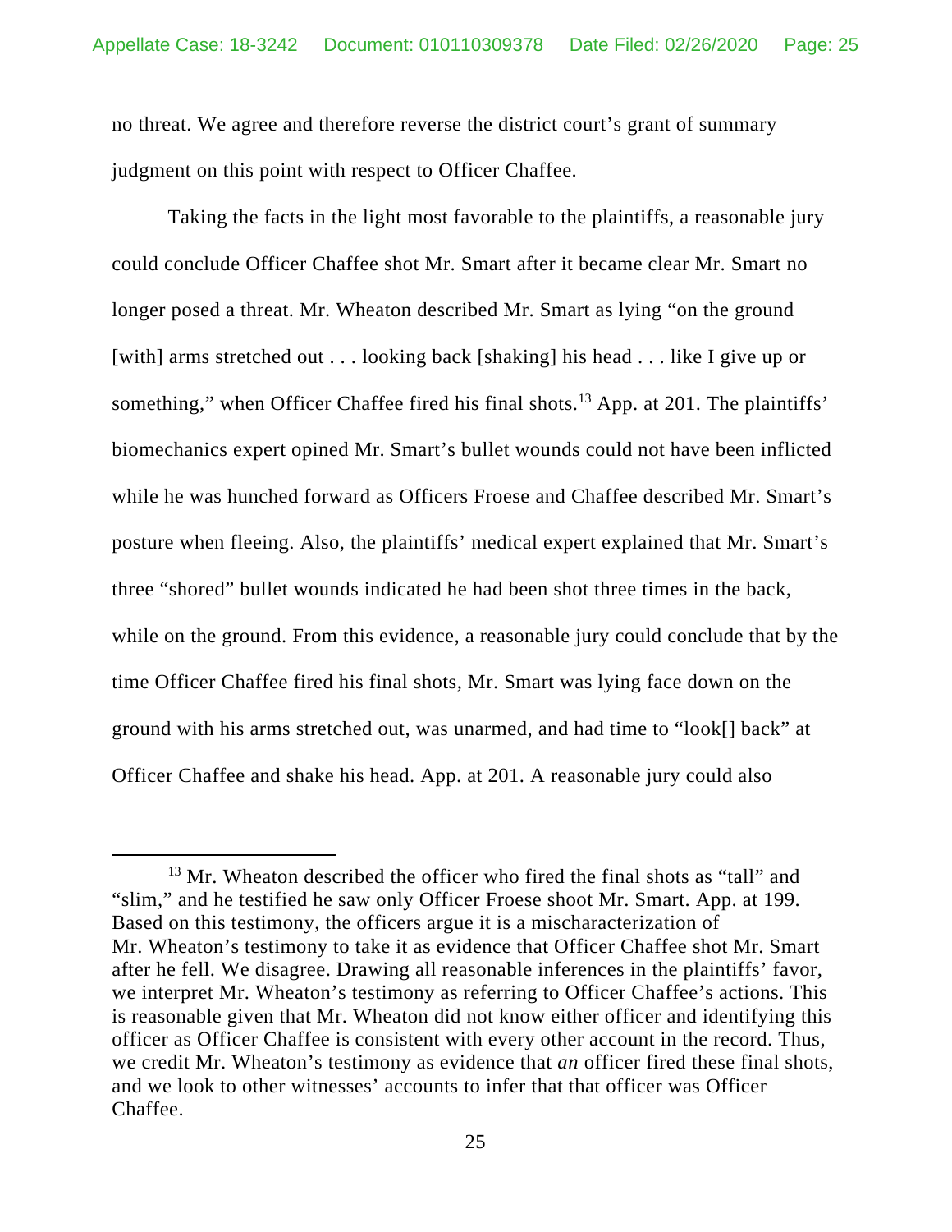no threat. We agree and therefore reverse the district court's grant of summary judgment on this point with respect to Officer Chaffee.

Taking the facts in the light most favorable to the plaintiffs, a reasonable jury could conclude Officer Chaffee shot Mr. Smart after it became clear Mr. Smart no longer posed a threat. Mr. Wheaton described Mr. Smart as lying "on the ground [with] arms stretched out . . . looking back [shaking] his head . . . like I give up or something," when Officer Chaffee fired his final shots.[13] App. at 201. The plaintiffs' biomechanics expert opined Mr. Smart's bullet wounds could not have been inflicted while he was hunched forward as Officers Froese and Chaffee described Mr. Smart's posture when fleeing. Also, the plaintiffs' medical expert explained that Mr. Smart's three "shored" bullet wounds indicated he had been shot three times in the back, while on the ground. From this evidence, a reasonable jury could conclude that by the time Officer Chaffee fired his final shots, Mr. Smart was lying face down on the ground with his arms stretched out, was unarmed, and had time to "look[] back" at Officer Chaffee and shake his head. App. at 201. A reasonable jury could also

---

[13] Mr. Wheaton described the officer who fired the final shots as "tall" and "slim," and he testified he saw only Officer Froese shoot Mr. Smart. App. at 199. Based on this testimony, the officers argue it is a mischaracterization of Mr. Wheaton's testimony to take it as evidence that Officer Chaffee shot Mr. Smart after he fell. We disagree. Drawing all reasonable inferences in the plaintiffs' favor, we interpret Mr. Wheaton's testimony as referring to Officer Chaffee's actions. This is reasonable given that Mr. Wheaton did not know either officer and identifying this officer as Officer Chaffee is consistent with every other account in the record. Thus, we credit Mr. Wheaton's testimony as evidence that *an* officer fired these final shots, and we look to other witnesses' accounts to infer that that officer was Officer Chaffee.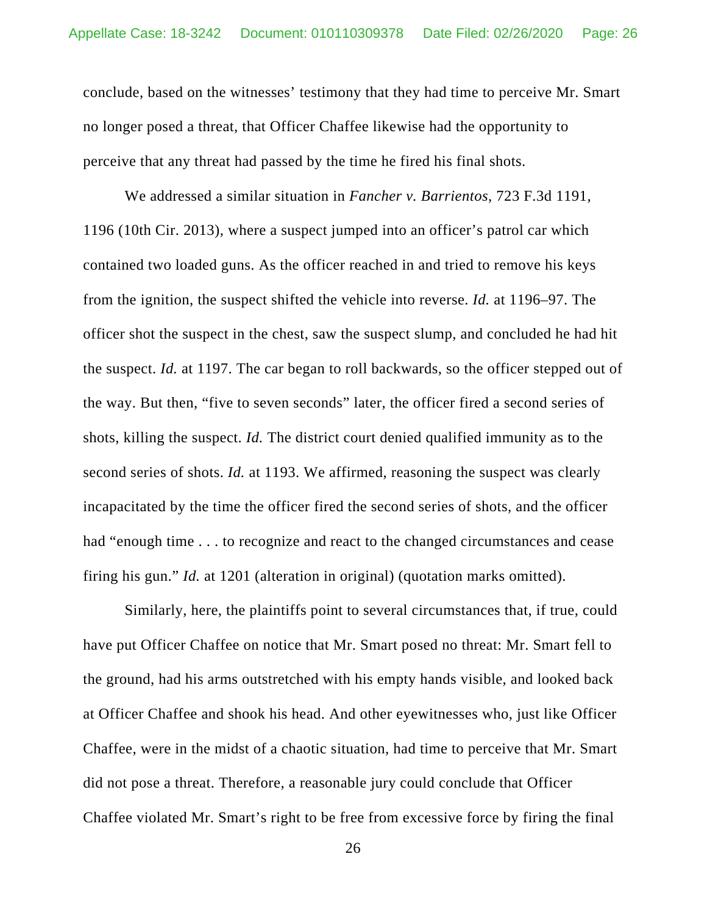conclude, based on the witnesses' testimony that they had time to perceive Mr. Smart no longer posed a threat, that Officer Chaffee likewise had the opportunity to perceive that any threat had passed by the time he fired his final shots.

We addressed a similar situation in *Fancher v. Barrientos*, 723 F.3d 1191, 1196 (10th Cir. 2013), where a suspect jumped into an officer's patrol car which contained two loaded guns. As the officer reached in and tried to remove his keys from the ignition, the suspect shifted the vehicle into reverse. *Id.* at 1196–97. The officer shot the suspect in the chest, saw the suspect slump, and concluded he had hit the suspect. *Id.* at 1197. The car began to roll backwards, so the officer stepped out of the way. But then, "five to seven seconds" later, the officer fired a second series of shots, killing the suspect. *Id.* The district court denied qualified immunity as to the second series of shots. *Id.* at 1193. We affirmed, reasoning the suspect was clearly incapacitated by the time the officer fired the second series of shots, and the officer had "enough time . . . to recognize and react to the changed circumstances and cease firing his gun." *Id.* at 1201 (alteration in original) (quotation marks omitted).

Similarly, here, the plaintiffs point to several circumstances that, if true, could have put Officer Chaffee on notice that Mr. Smart posed no threat: Mr. Smart fell to the ground, had his arms outstretched with his empty hands visible, and looked back at Officer Chaffee and shook his head. And other eyewitnesses who, just like Officer Chaffee, were in the midst of a chaotic situation, had time to perceive that Mr. Smart did not pose a threat. Therefore, a reasonable jury could conclude that Officer Chaffee violated Mr. Smart's right to be free from excessive force by firing the final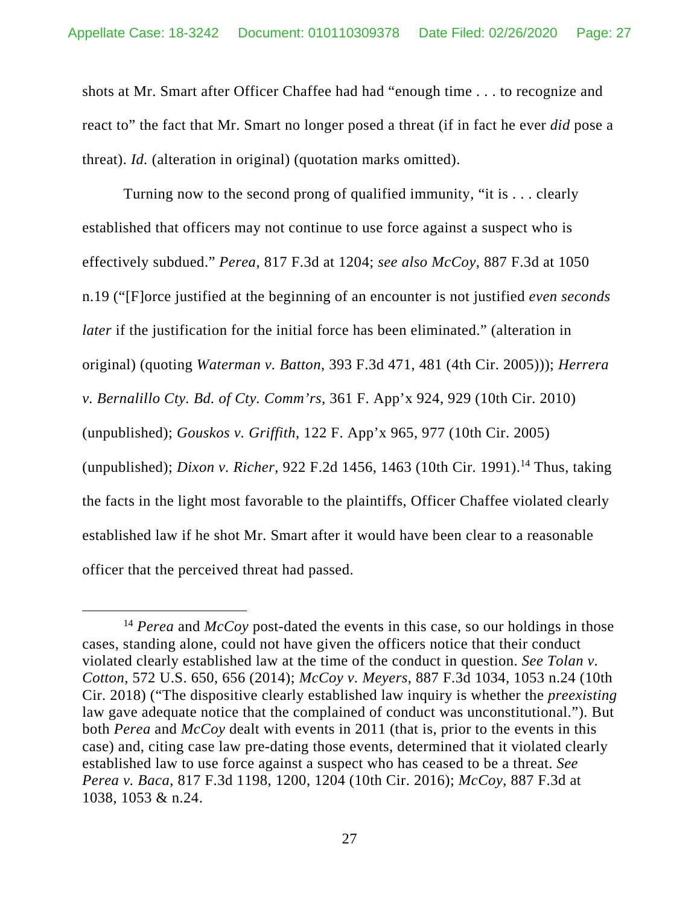shots at Mr. Smart after Officer Chaffee had had "enough time . . . to recognize and react to" the fact that Mr. Smart no longer posed a threat (if in fact he ever *did* pose a threat). *Id.* (alteration in original) (quotation marks omitted).

Turning now to the second prong of qualified immunity, "it is . . . clearly established that officers may not continue to use force against a suspect who is effectively subdued." *Perea*, 817 F.3d at 1204; *see also McCoy*, 887 F.3d at 1050 n.19 ("[F]orce justified at the beginning of an encounter is not justified *even seconds later* if the justification for the initial force has been eliminated." (alteration in original) (quoting *Waterman v. Batton*, 393 F.3d 471, 481 (4th Cir. 2005))); *Herrera v. Bernalillo Cty. Bd. of Cty. Comm'rs*, 361 F. App'x 924, 929 (10th Cir. 2010) (unpublished); *Gouskos v. Griffith*, 122 F. App'x 965, 977 (10th Cir. 2005) (unpublished); *Dixon v. Richer*, 922 F.2d 1456, 1463 (10th Cir. 1991).[14] Thus, taking the facts in the light most favorable to the plaintiffs, Officer Chaffee violated clearly established law if he shot Mr. Smart after it would have been clear to a reasonable officer that the perceived threat had passed.

[14] *Perea* and *McCoy* post-dated the events in this case, so our holdings in those cases, standing alone, could not have given the officers notice that their conduct violated clearly established law at the time of the conduct in question. *See Tolan v. Cotton*, 572 U.S. 650, 656 (2014); *McCoy v. Meyers*, 887 F.3d 1034, 1053 n.24 (10th Cir. 2018) ("The dispositive clearly established law inquiry is whether the *preexisting* law gave adequate notice that the complained of conduct was unconstitutional."). But both *Perea* and *McCoy* dealt with events in 2011 (that is, prior to the events in this case) and, citing case law pre-dating those events, determined that it violated clearly established law to use force against a suspect who has ceased to be a threat. *See Perea v. Baca*, 817 F.3d 1198, 1200, 1204 (10th Cir. 2016); *McCoy*, 887 F.3d at 1038, 1053 & n.24.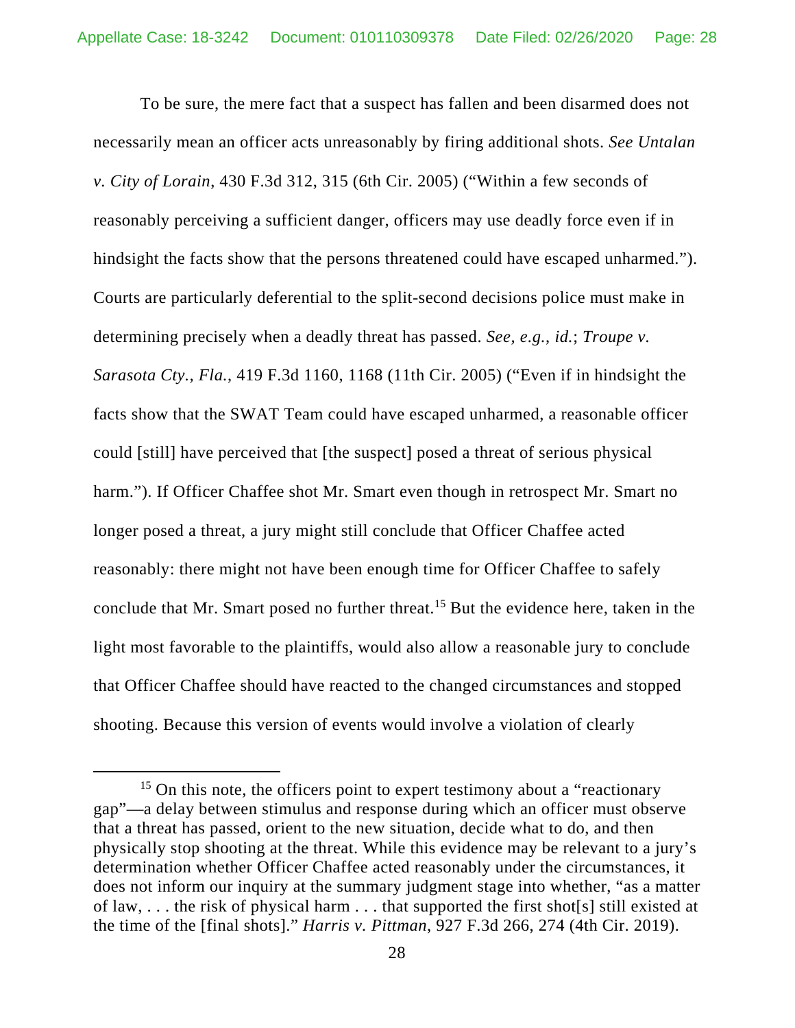To be sure, the mere fact that a suspect has fallen and been disarmed does not necessarily mean an officer acts unreasonably by firing additional shots. *See Untalan v. City of Lorain*, 430 F.3d 312, 315 (6th Cir. 2005) ("Within a few seconds of reasonably perceiving a sufficient danger, officers may use deadly force even if in hindsight the facts show that the persons threatened could have escaped unharmed."). Courts are particularly deferential to the split-second decisions police must make in determining precisely when a deadly threat has passed. *See, e.g.*, *id.*; *Troupe v. Sarasota Cty., Fla.*, 419 F.3d 1160, 1168 (11th Cir. 2005) ("Even if in hindsight the facts show that the SWAT Team could have escaped unharmed, a reasonable officer could [still] have perceived that [the suspect] posed a threat of serious physical harm."). If Officer Chaffee shot Mr. Smart even though in retrospect Mr. Smart no longer posed a threat, a jury might still conclude that Officer Chaffee acted reasonably: there might not have been enough time for Officer Chaffee to safely conclude that Mr. Smart posed no further threat.[15] But the evidence here, taken in the light most favorable to the plaintiffs, would also allow a reasonable jury to conclude that Officer Chaffee should have reacted to the changed circumstances and stopped shooting. Because this version of events would involve a violation of clearly

[15] On this note, the officers point to expert testimony about a "reactionary gap"—a delay between stimulus and response during which an officer must observe that a threat has passed, orient to the new situation, decide what to do, and then physically stop shooting at the threat. While this evidence may be relevant to a jury's determination whether Officer Chaffee acted reasonably under the circumstances, it does not inform our inquiry at the summary judgment stage into whether, "as a matter of law, . . . the risk of physical harm . . . that supported the first shot[s] still existed at the time of the [final shots]." *Harris v. Pittman*, 927 F.3d 266, 274 (4th Cir. 2019).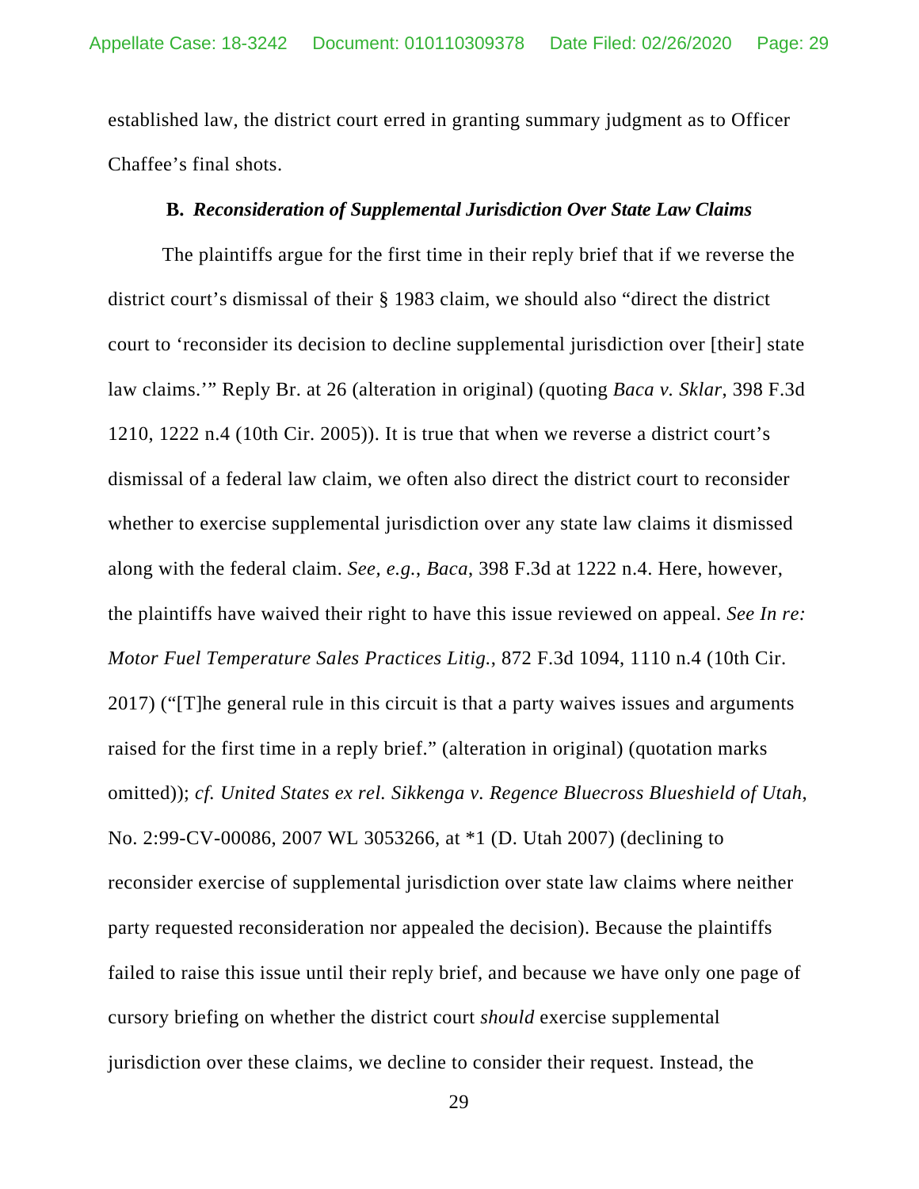established law, the district court erred in granting summary judgment as to Officer Chaffee's final shots.

### B. *Reconsideration of Supplemental Jurisdiction Over State Law Claims*

The plaintiffs argue for the first time in their reply brief that if we reverse the district court's dismissal of their § 1983 claim, we should also "direct the district court to 'reconsider its decision to decline supplemental jurisdiction over [their] state law claims.'" Reply Br. at 26 (alteration in original) (quoting *Baca v. Sklar*, 398 F.3d 1210, 1222 n.4 (10th Cir. 2005)). It is true that when we reverse a district court's dismissal of a federal law claim, we often also direct the district court to reconsider whether to exercise supplemental jurisdiction over any state law claims it dismissed along with the federal claim. *See, e.g.*, *Baca*, 398 F.3d at 1222 n.4. Here, however, the plaintiffs have waived their right to have this issue reviewed on appeal. *See In re: Motor Fuel Temperature Sales Practices Litig.*, 872 F.3d 1094, 1110 n.4 (10th Cir. 2017) ("[T]he general rule in this circuit is that a party waives issues and arguments raised for the first time in a reply brief." (alteration in original) (quotation marks omitted)); *cf. United States ex rel. Sikkenga v. Regence Bluecross Blueshield of Utah*, No. 2:99-CV-00086, 2007 WL 3053266, at *1 (D. Utah 2007) (declining to reconsider exercise of supplemental jurisdiction over state law claims where neither party requested reconsideration nor appealed the decision). Because the plaintiffs failed to raise this issue until their reply brief, and because we have only one page of cursory briefing on whether the district court *should* exercise supplemental jurisdiction over these claims, we decline to consider their request. Instead, the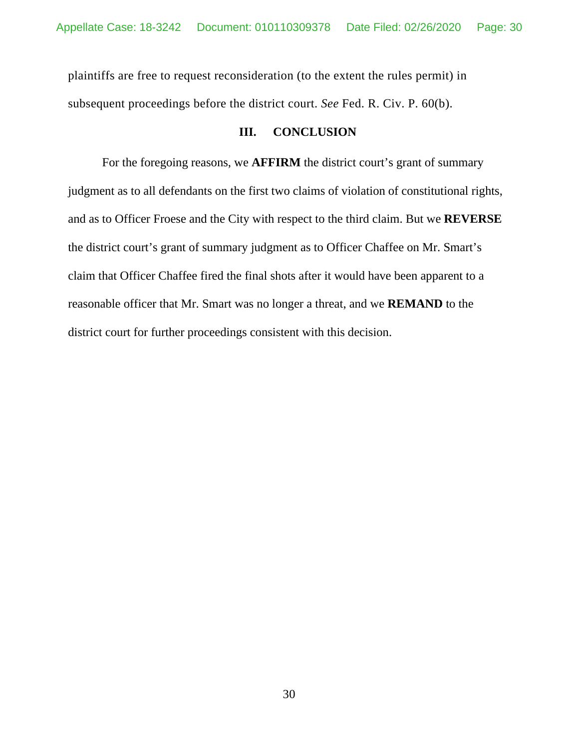plaintiffs are free to request reconsideration (to the extent the rules permit) in subsequent proceedings before the district court. *See* Fed. R. Civ. P. 60(b).

## III. CONCLUSION

For the foregoing reasons, we **AFFIRM** the district court's grant of summary judgment as to all defendants on the first two claims of violation of constitutional rights, and as to Officer Froese and the City with respect to the third claim. But we **REVERSE** the district court's grant of summary judgment as to Officer Chaffee on Mr. Smart's claim that Officer Chaffee fired the final shots after it would have been apparent to a reasonable officer that Mr. Smart was no longer a threat, and we **REMAND** to the district court for further proceedings consistent with this decision.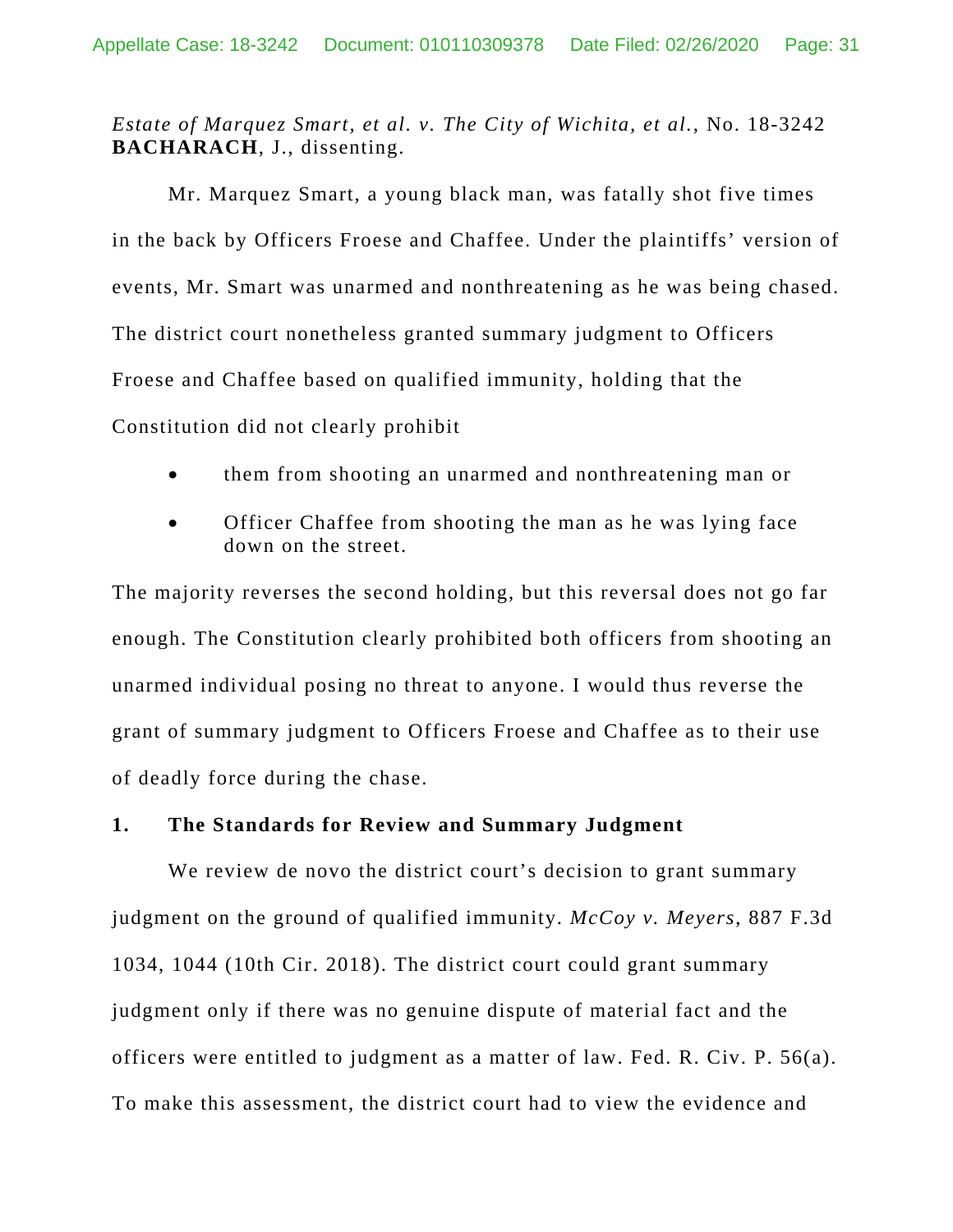*Estate of Marquez Smart, et al. v. The City of Wichita, et al.*, No. 18-3242
**BACHARACH**, J., dissenting.

Mr. Marquez Smart, a young black man, was fatally shot five times in the back by Officers Froese and Chaffee. Under the plaintiffs' version of events, Mr. Smart was unarmed and nonthreatening as he was being chased. The district court nonetheless granted summary judgment to Officers Froese and Chaffee based on qualified immunity, holding that the Constitution did not clearly prohibit

- them from shooting an unarmed and nonthreatening man or
- Officer Chaffee from shooting the man as he was lying face down on the street.

The majority reverses the second holding, but this reversal does not go far enough. The Constitution clearly prohibited both officers from shooting an unarmed individual posing no threat to anyone. I would thus reverse the grant of summary judgment to Officers Froese and Chaffee as to their use of deadly force during the chase.

## 1. The Standards for Review and Summary Judgment

We review de novo the district court's decision to grant summary judgment on the ground of qualified immunity. *McCoy v. Meyers*, 887 F.3d 1034, 1044 (10th Cir. 2018). The district court could grant summary judgment only if there was no genuine dispute of material fact and the officers were entitled to judgment as a matter of law. Fed. R. Civ. P. 56(a). To make this assessment, the district court had to view the evidence and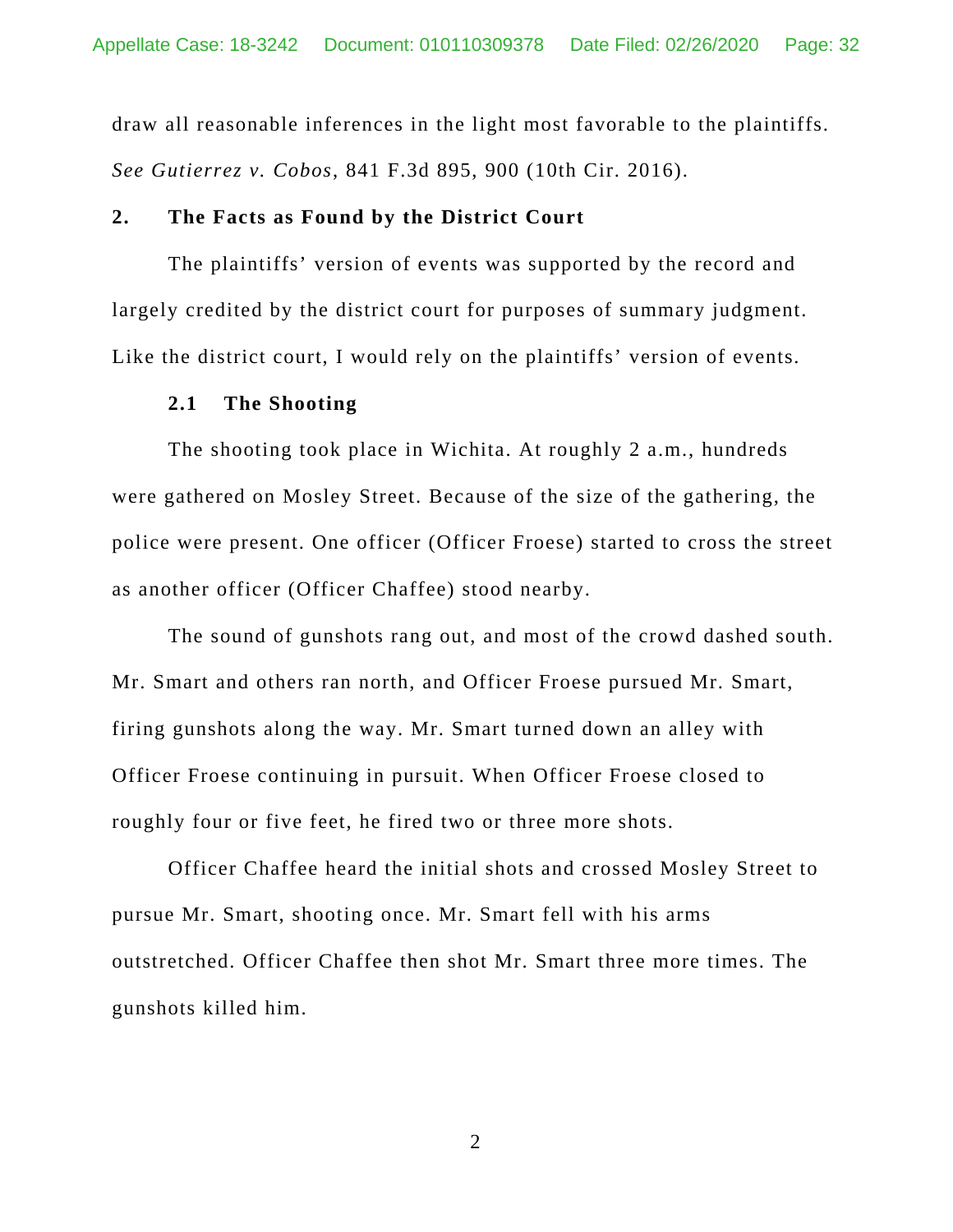draw all reasonable inferences in the light most favorable to the plaintiffs. *See Gutierrez v. Cobos*, 841 F.3d 895, 900 (10th Cir. 2016).

## 2. The Facts as Found by the District Court

The plaintiffs' version of events was supported by the record and largely credited by the district court for purposes of summary judgment. Like the district court, I would rely on the plaintiffs' version of events.

### 2.1 The Shooting

The shooting took place in Wichita. At roughly 2 a.m., hundreds were gathered on Mosley Street. Because of the size of the gathering, the police were present. One officer (Officer Froese) started to cross the street as another officer (Officer Chaffee) stood nearby.

The sound of gunshots rang out, and most of the crowd dashed south. Mr. Smart and others ran north, and Officer Froese pursued Mr. Smart, firing gunshots along the way. Mr. Smart turned down an alley with Officer Froese continuing in pursuit. When Officer Froese closed to roughly four or five feet, he fired two or three more shots.

Officer Chaffee heard the initial shots and crossed Mosley Street to pursue Mr. Smart, shooting once. Mr. Smart fell with his arms outstretched. Officer Chaffee then shot Mr. Smart three more times. The gunshots killed him.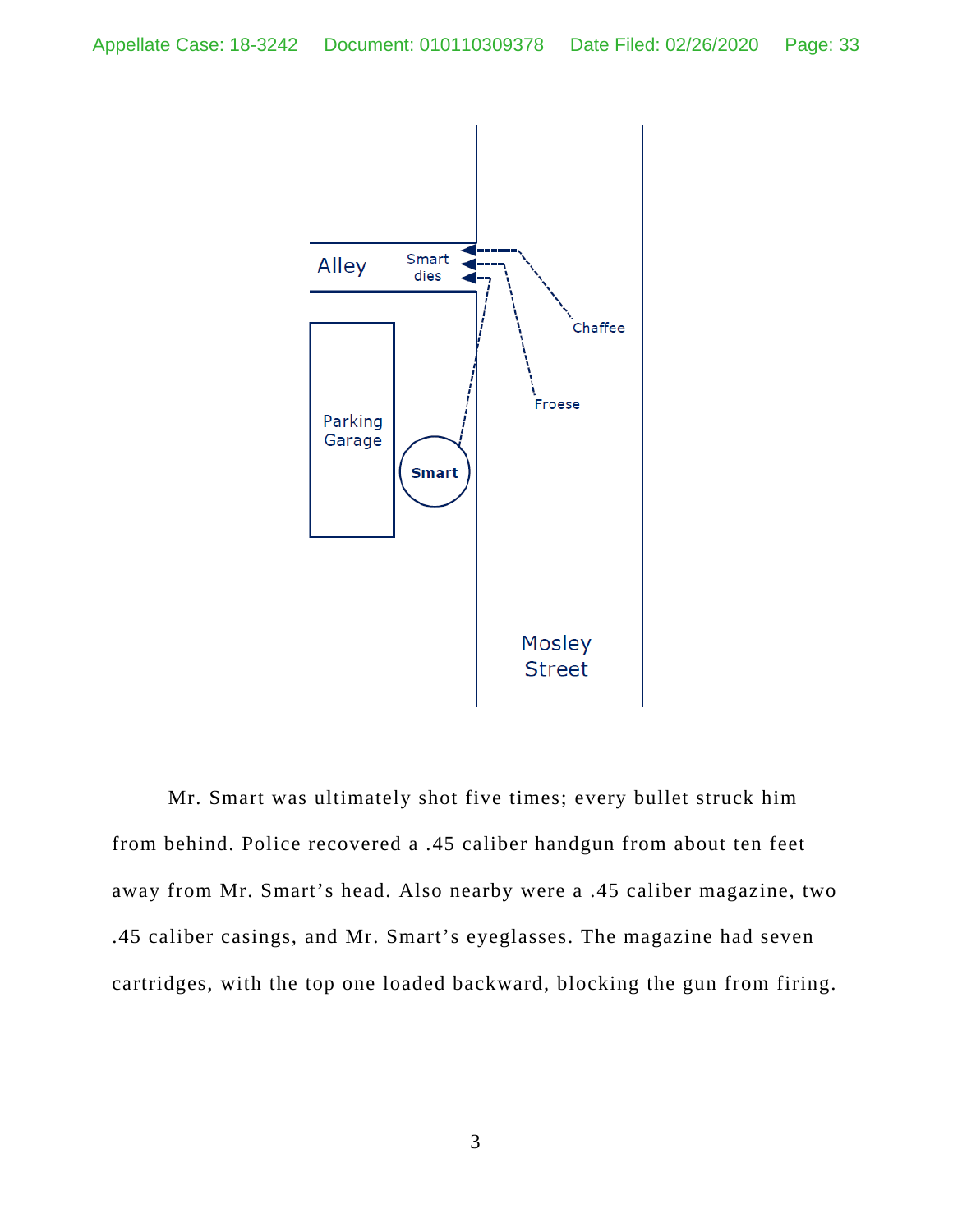Mr. Smart was ultimately shot five times; every bullet struck him from behind. Police recovered a .45 caliber handgun from about ten feet away from Mr. Smart's head. Also nearby were a .45 caliber magazine, two .45 caliber casings, and Mr. Smart's eyeglasses. The magazine had seven cartridges, with the top one loaded backward, blocking the gun from firing.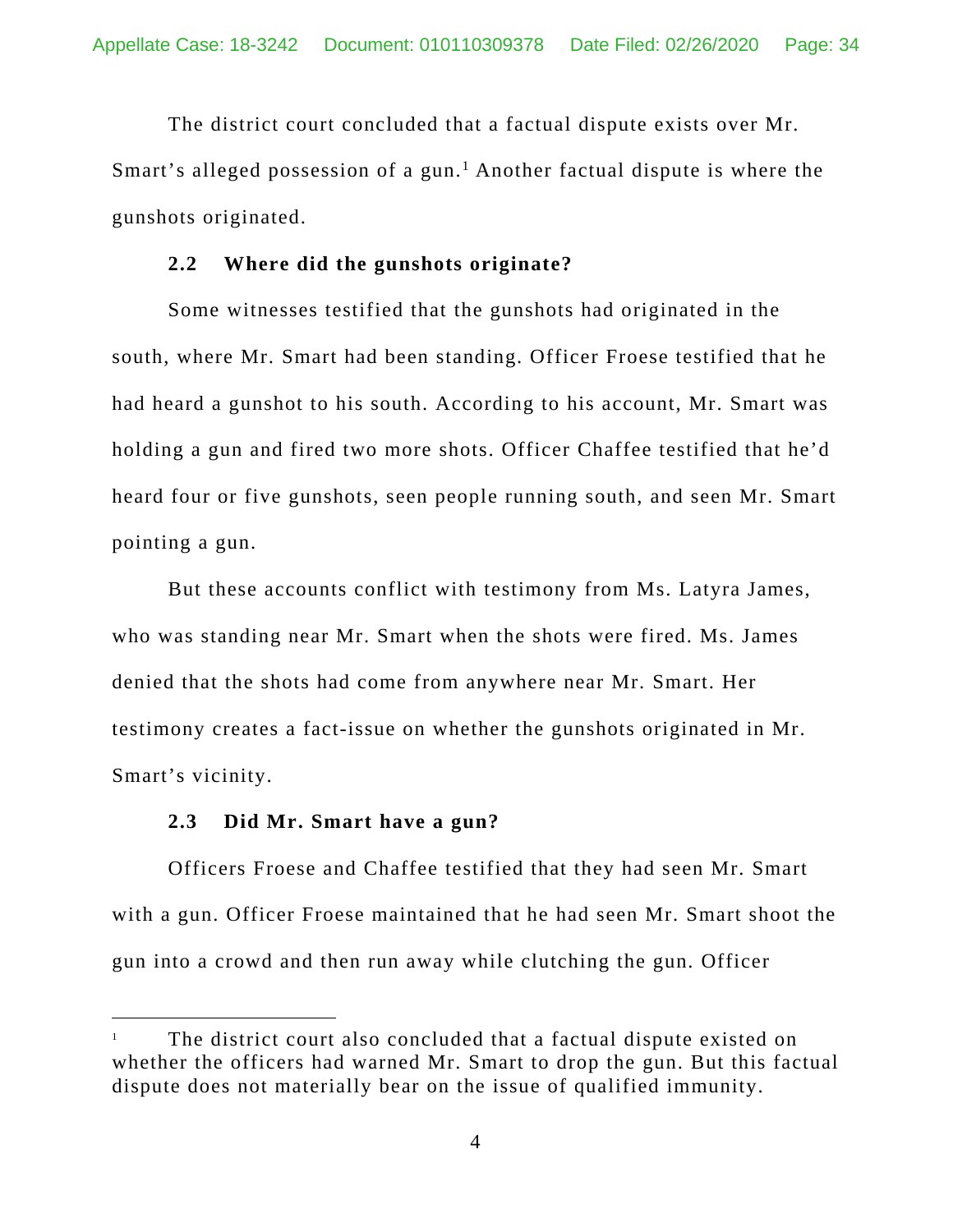The district court concluded that a factual dispute exists over Mr. Smart's alleged possession of a gun.[1] Another factual dispute is where the gunshots originated.

### 2.2 Where did the gunshots originate?

Some witnesses testified that the gunshots had originated in the south, where Mr. Smart had been standing. Officer Froese testified that he had heard a gunshot to his south. According to his account, Mr. Smart was holding a gun and fired two more shots. Officer Chaffee testified that he'd heard four or five gunshots, seen people running south, and seen Mr. Smart pointing a gun.

But these accounts conflict with testimony from Ms. Latyra James, who was standing near Mr. Smart when the shots were fired. Ms. James denied that the shots had come from anywhere near Mr. Smart. Her testimony creates a fact-issue on whether the gunshots originated in Mr. Smart's vicinity.

### 2.3 Did Mr. Smart have a gun?

Officers Froese and Chaffee testified that they had seen Mr. Smart with a gun. Officer Froese maintained that he had seen Mr. Smart shoot the gun into a crowd and then run away while clutching the gun. Officer

---

[1] The district court also concluded that a factual dispute existed on whether the officers had warned Mr. Smart to drop the gun. But this factual dispute does not materially bear on the issue of qualified immunity.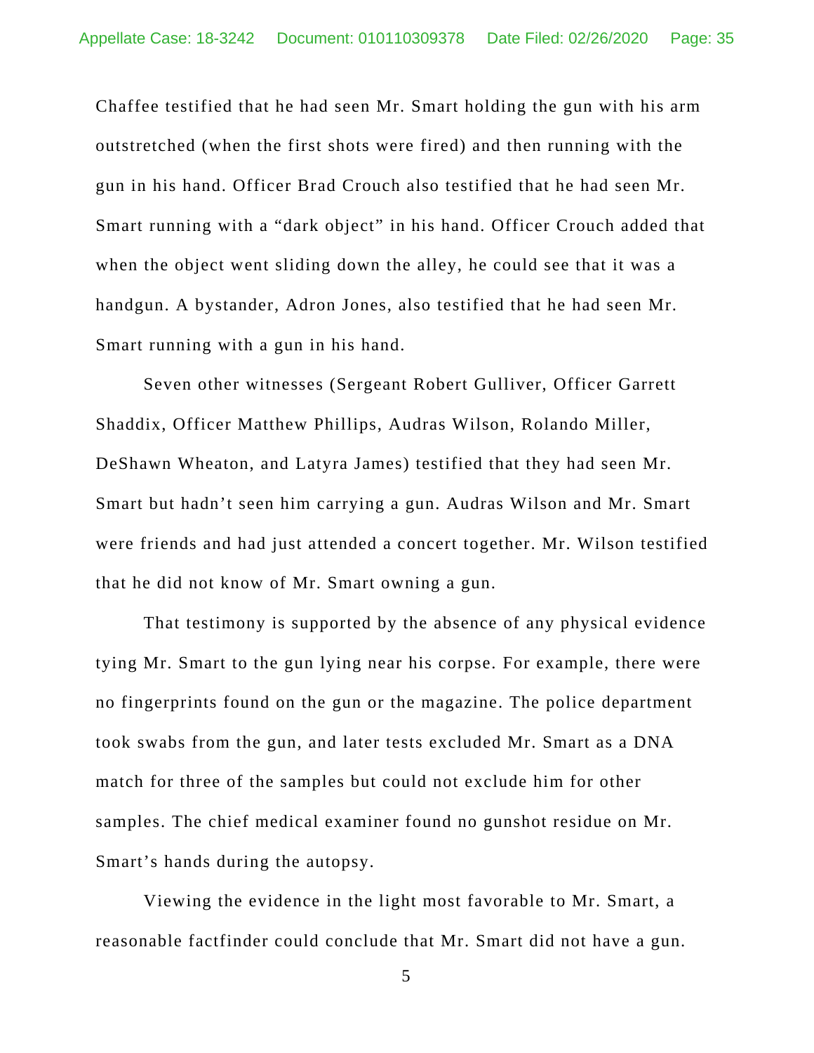Chaffee testified that he had seen Mr. Smart holding the gun with his arm outstretched (when the first shots were fired) and then running with the gun in his hand. Officer Brad Crouch also testified that he had seen Mr. Smart running with a "dark object" in his hand. Officer Crouch added that when the object went sliding down the alley, he could see that it was a handgun. A bystander, Adron Jones, also testified that he had seen Mr. Smart running with a gun in his hand.

Seven other witnesses (Sergeant Robert Gulliver, Officer Garrett Shaddix, Officer Matthew Phillips, Audras Wilson, Rolando Miller, DeShawn Wheaton, and Latyra James) testified that they had seen Mr. Smart but hadn't seen him carrying a gun. Audras Wilson and Mr. Smart were friends and had just attended a concert together. Mr. Wilson testified that he did not know of Mr. Smart owning a gun.

That testimony is supported by the absence of any physical evidence tying Mr. Smart to the gun lying near his corpse. For example, there were no fingerprints found on the gun or the magazine. The police department took swabs from the gun, and later tests excluded Mr. Smart as a DNA match for three of the samples but could not exclude him for other samples. The chief medical examiner found no gunshot residue on Mr. Smart's hands during the autopsy.

Viewing the evidence in the light most favorable to Mr. Smart, a reasonable factfinder could conclude that Mr. Smart did not have a gun.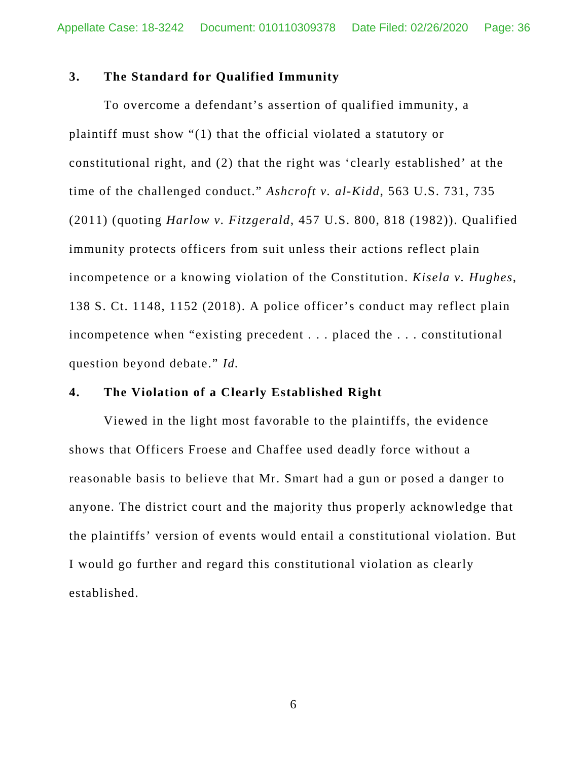### 3. The Standard for Qualified Immunity

To overcome a defendant's assertion of qualified immunity, a plaintiff must show "(1) that the official violated a statutory or constitutional right, and (2) that the right was 'clearly established' at the time of the challenged conduct." *Ashcroft v. al-Kidd*, 563 U.S. 731, 735 (2011) (quoting *Harlow v. Fitzgerald*, 457 U.S. 800, 818 (1982)). Qualified immunity protects officers from suit unless their actions reflect plain incompetence or a knowing violation of the Constitution. *Kisela v. Hughes*, 138 S. Ct. 1148, 1152 (2018). A police officer's conduct may reflect plain incompetence when "existing precedent . . . placed the . . . constitutional question beyond debate." *Id.*

### 4. The Violation of a Clearly Established Right

Viewed in the light most favorable to the plaintiffs, the evidence shows that Officers Froese and Chaffee used deadly force without a reasonable basis to believe that Mr. Smart had a gun or posed a danger to anyone. The district court and the majority thus properly acknowledge that the plaintiffs' version of events would entail a constitutional violation. But I would go further and regard this constitutional violation as clearly established.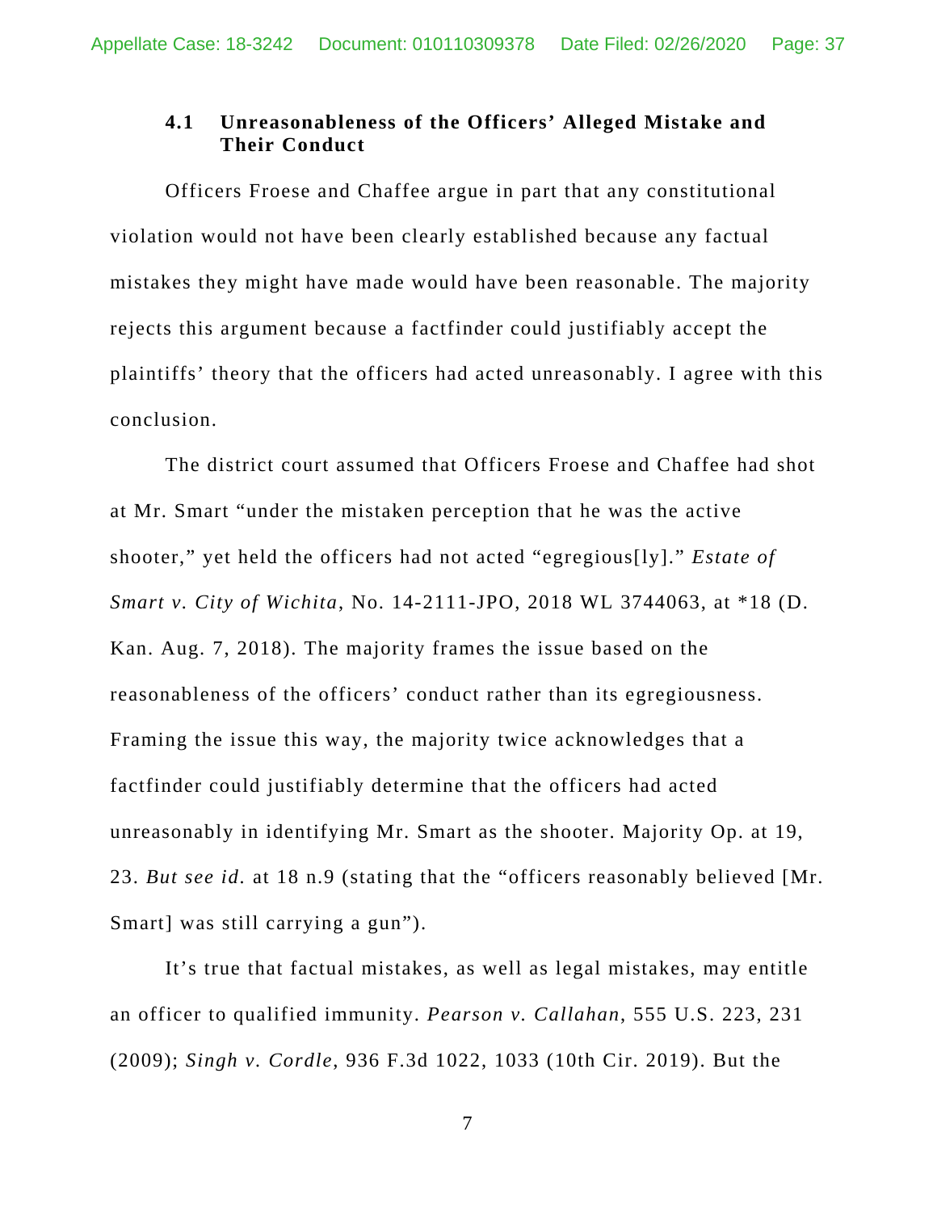### 4.1 Unreasonableness of the Officers' Alleged Mistake and Their Conduct

Officers Froese and Chaffee argue in part that any constitutional violation would not have been clearly established because any factual mistakes they might have made would have been reasonable. The majority rejects this argument because a factfinder could justifiably accept the plaintiffs' theory that the officers had acted unreasonably. I agree with this conclusion.

The district court assumed that Officers Froese and Chaffee had shot at Mr. Smart "under the mistaken perception that he was the active shooter," yet held the officers had not acted "egregious[ly]." *Estate of Smart v. City of Wichita*, No. 14-2111-JPO, 2018 WL 3744063, at \*18 (D. Kan. Aug. 7, 2018). The majority frames the issue based on the reasonableness of the officers' conduct rather than its egregiousness. Framing the issue this way, the majority twice acknowledges that a factfinder could justifiably determine that the officers had acted unreasonably in identifying Mr. Smart as the shooter. Majority Op. at 19, 23. *But see id.* at 18 n.9 (stating that the "officers reasonably believed [Mr. Smart] was still carrying a gun").

It's true that factual mistakes, as well as legal mistakes, may entitle an officer to qualified immunity. *Pearson v. Callahan*, 555 U.S. 223, 231 (2009); *Singh v. Cordle,* 936 F.3d 1022, 1033 (10th Cir. 2019). But the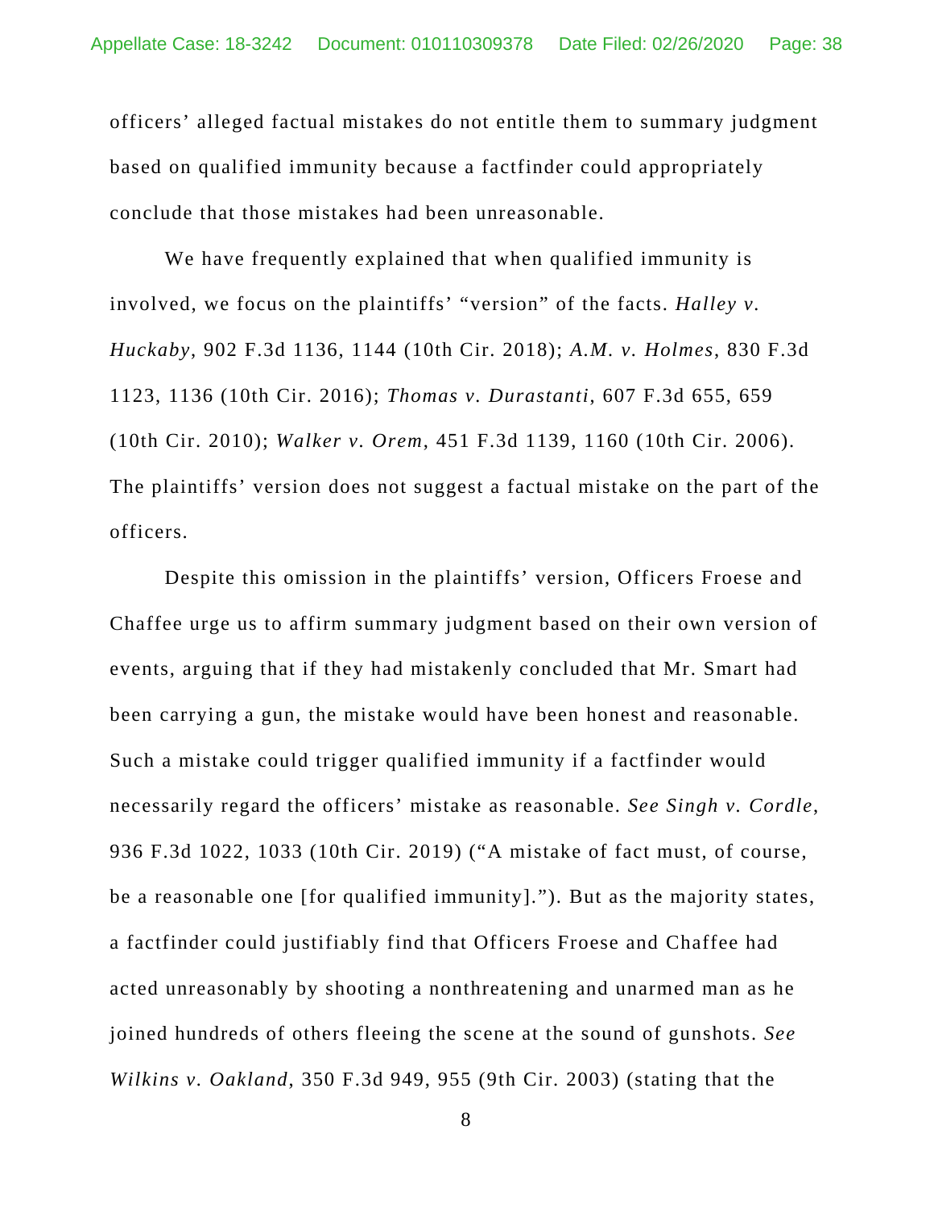officers' alleged factual mistakes do not entitle them to summary judgment based on qualified immunity because a factfinder could appropriately conclude that those mistakes had been unreasonable.

We have frequently explained that when qualified immunity is involved, we focus on the plaintiffs' "version" of the facts. *Halley v. Huckaby*, 902 F.3d 1136, 1144 (10th Cir. 2018); *A.M. v. Holmes*, 830 F.3d 1123, 1136 (10th Cir. 2016); *Thomas v. Durastanti*, 607 F.3d 655, 659 (10th Cir. 2010); *Walker v. Orem*, 451 F.3d 1139, 1160 (10th Cir. 2006). The plaintiffs' version does not suggest a factual mistake on the part of the officers.

Despite this omission in the plaintiffs' version, Officers Froese and Chaffee urge us to affirm summary judgment based on their own version of events, arguing that if they had mistakenly concluded that Mr. Smart had been carrying a gun, the mistake would have been honest and reasonable. Such a mistake could trigger qualified immunity if a factfinder would necessarily regard the officers' mistake as reasonable. *See Singh v. Cordle*, 936 F.3d 1022, 1033 (10th Cir. 2019) ("A mistake of fact must, of course, be a reasonable one [for qualified immunity]."). But as the majority states, a factfinder could justifiably find that Officers Froese and Chaffee had acted unreasonably by shooting a nonthreatening and unarmed man as he joined hundreds of others fleeing the scene at the sound of gunshots. *See Wilkins v. Oakland*, 350 F.3d 949, 955 (9th Cir. 2003) (stating that the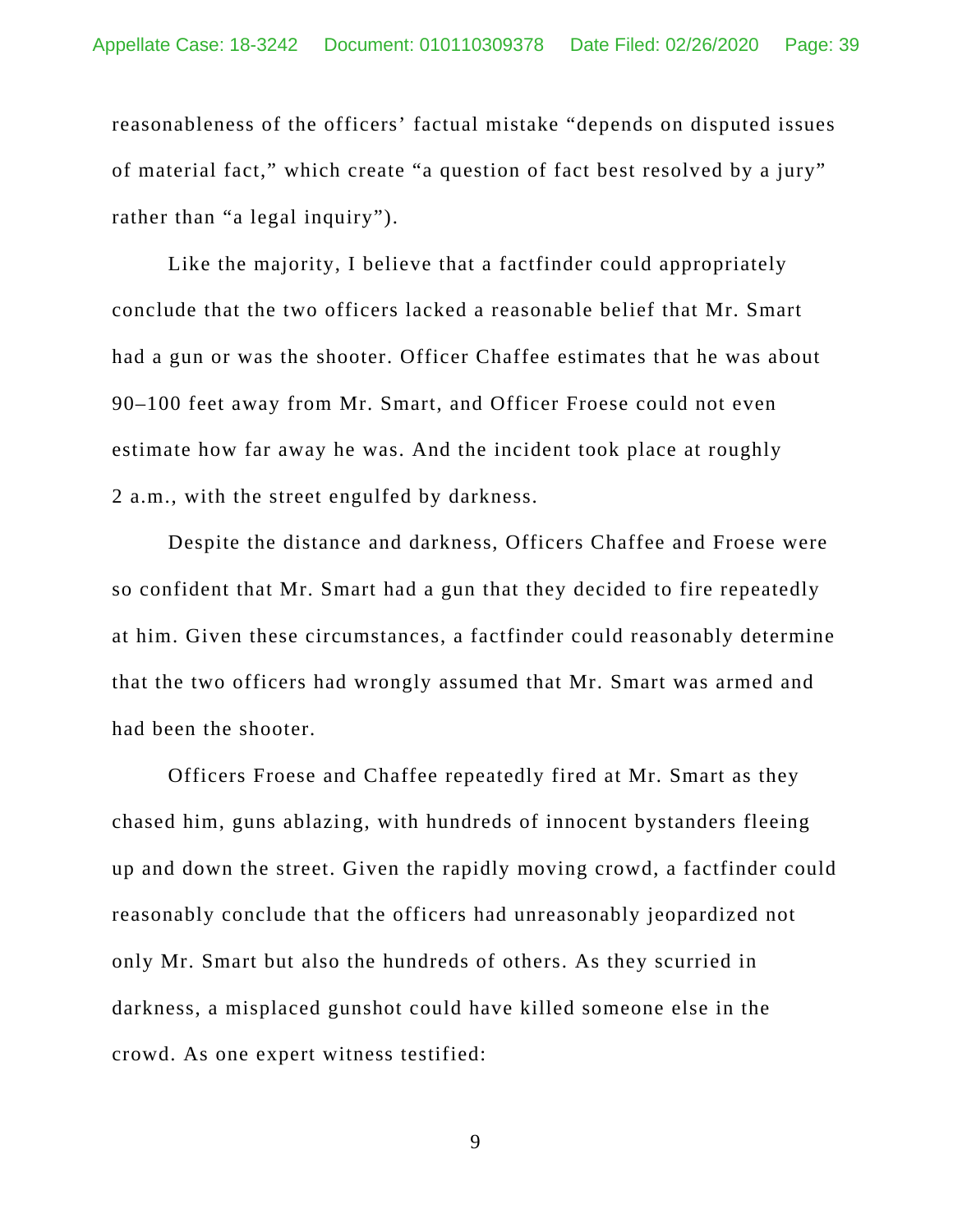reasonableness of the officers' factual mistake "depends on disputed issues of material fact," which create "a question of fact best resolved by a jury" rather than "a legal inquiry").

Like the majority, I believe that a factfinder could appropriately conclude that the two officers lacked a reasonable belief that Mr. Smart had a gun or was the shooter. Officer Chaffee estimates that he was about 90–100 feet away from Mr. Smart, and Officer Froese could not even estimate how far away he was. And the incident took place at roughly 2 a.m., with the street engulfed by darkness.

Despite the distance and darkness, Officers Chaffee and Froese were so confident that Mr. Smart had a gun that they decided to fire repeatedly at him. Given these circumstances, a factfinder could reasonably determine that the two officers had wrongly assumed that Mr. Smart was armed and had been the shooter.

Officers Froese and Chaffee repeatedly fired at Mr. Smart as they chased him, guns ablazing, with hundreds of innocent bystanders fleeing up and down the street. Given the rapidly moving crowd, a factfinder could reasonably conclude that the officers had unreasonably jeopardized not only Mr. Smart but also the hundreds of others. As they scurried in darkness, a misplaced gunshot could have killed someone else in the crowd. As one expert witness testified: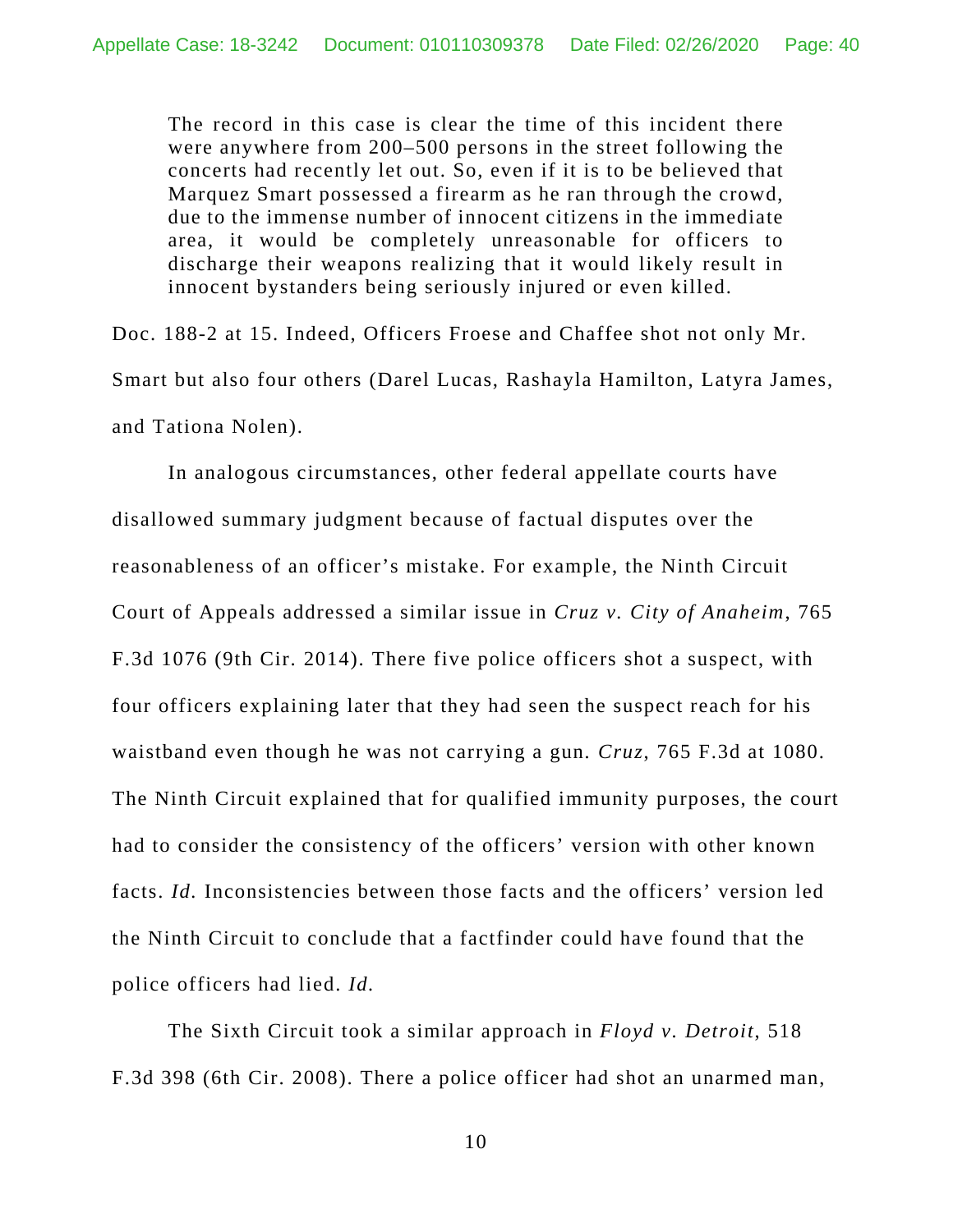> The record in this case is clear the time of this incident there were anywhere from 200–500 persons in the street following the concerts had recently let out. So, even if it is to be believed that Marquez Smart possessed a firearm as he ran through the crowd, due to the immense number of innocent citizens in the immediate area, it would be completely unreasonable for officers to discharge their weapons realizing that it would likely result in innocent bystanders being seriously injured or even killed.

Doc. 188-2 at 15. Indeed, Officers Froese and Chaffee shot not only Mr. Smart but also four others (Darel Lucas, Rashayla Hamilton, Latyra James, and Tationa Nolen).

In analogous circumstances, other federal appellate courts have disallowed summary judgment because of factual disputes over the reasonableness of an officer's mistake. For example, the Ninth Circuit Court of Appeals addressed a similar issue in *Cruz v. City of Anaheim*, 765 F.3d 1076 (9th Cir. 2014). There five police officers shot a suspect, with four officers explaining later that they had seen the suspect reach for his waistband even though he was not carrying a gun. *Cruz*, 765 F.3d at 1080. The Ninth Circuit explained that for qualified immunity purposes, the court had to consider the consistency of the officers' version with other known facts. *Id.* Inconsistencies between those facts and the officers' version led the Ninth Circuit to conclude that a factfinder could have found that the police officers had lied. *Id.*

The Sixth Circuit took a similar approach in *Floyd v. Detroit*, 518 F.3d 398 (6th Cir. 2008). There a police officer had shot an unarmed man,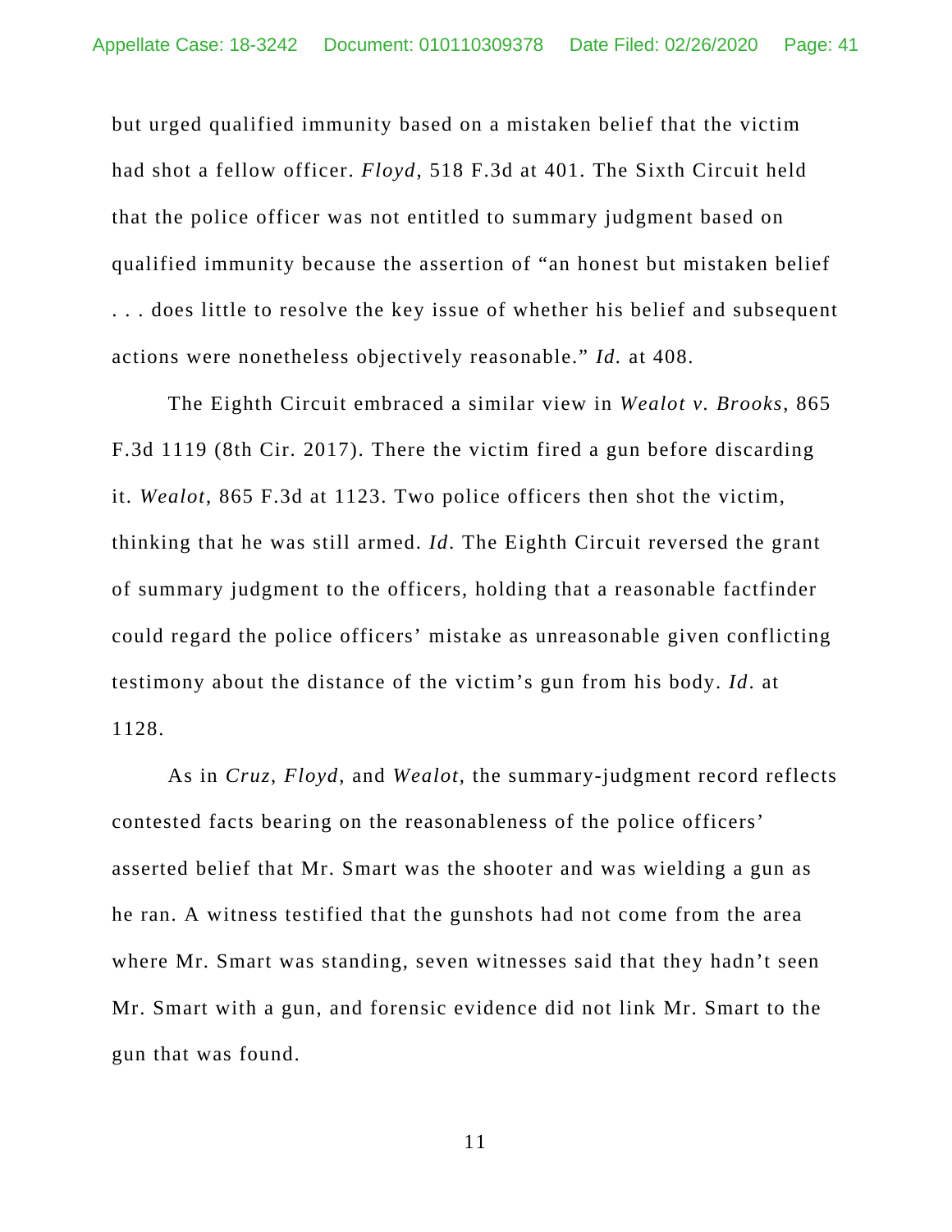but urged qualified immunity based on a mistaken belief that the victim had shot a fellow officer. *Floyd*, 518 F.3d at 401. The Sixth Circuit held that the police officer was not entitled to summary judgment based on qualified immunity because the assertion of "an honest but mistaken belief . . . does little to resolve the key issue of whether his belief and subsequent actions were nonetheless objectively reasonable." *Id.* at 408.

The Eighth Circuit embraced a similar view in *Wealot v. Brooks*, 865 F.3d 1119 (8th Cir. 2017). There the victim fired a gun before discarding it. *Wealot*, 865 F.3d at 1123. Two police officers then shot the victim, thinking that he was still armed. *Id*. The Eighth Circuit reversed the grant of summary judgment to the officers, holding that a reasonable factfinder could regard the police officers' mistake as unreasonable given conflicting testimony about the distance of the victim's gun from his body. *Id*. at 1128.

As in *Cruz*, *Floyd*, and *Wealot*, the summary-judgment record reflects contested facts bearing on the reasonableness of the police officers' asserted belief that Mr. Smart was the shooter and was wielding a gun as he ran. A witness testified that the gunshots had not come from the area where Mr. Smart was standing, seven witnesses said that they hadn't seen Mr. Smart with a gun, and forensic evidence did not link Mr. Smart to the gun that was found.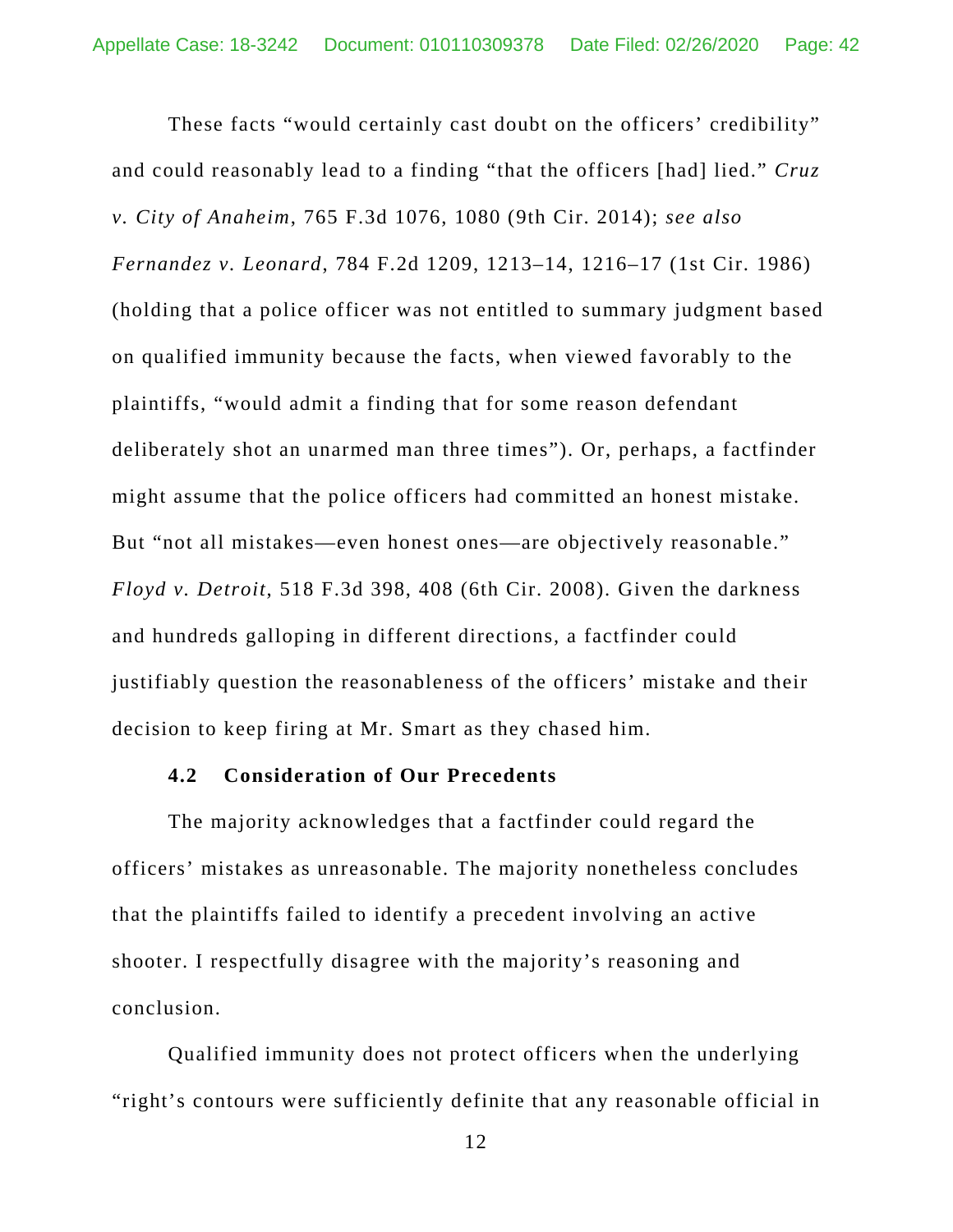These facts "would certainly cast doubt on the officers' credibility" and could reasonably lead to a finding "that the officers [had] lied." *Cruz v. City of Anaheim*, 765 F.3d 1076, 1080 (9th Cir. 2014); *see also Fernandez v. Leonard*, 784 F.2d 1209, 1213–14, 1216–17 (1st Cir. 1986) (holding that a police officer was not entitled to summary judgment based on qualified immunity because the facts, when viewed favorably to the plaintiffs, "would admit a finding that for some reason defendant deliberately shot an unarmed man three times"). Or, perhaps, a factfinder might assume that the police officers had committed an honest mistake. But "not all mistakes—even honest ones—are objectively reasonable." *Floyd v. Detroit*, 518 F.3d 398, 408 (6th Cir. 2008). Given the darkness and hundreds galloping in different directions, a factfinder could justifiably question the reasonableness of the officers' mistake and their decision to keep firing at Mr. Smart as they chased him.

### 4.2 Consideration of Our Precedents

The majority acknowledges that a factfinder could regard the officers' mistakes as unreasonable. The majority nonetheless concludes that the plaintiffs failed to identify a precedent involving an active shooter. I respectfully disagree with the majority's reasoning and conclusion.

Qualified immunity does not protect officers when the underlying "right's contours were sufficiently definite that any reasonable official in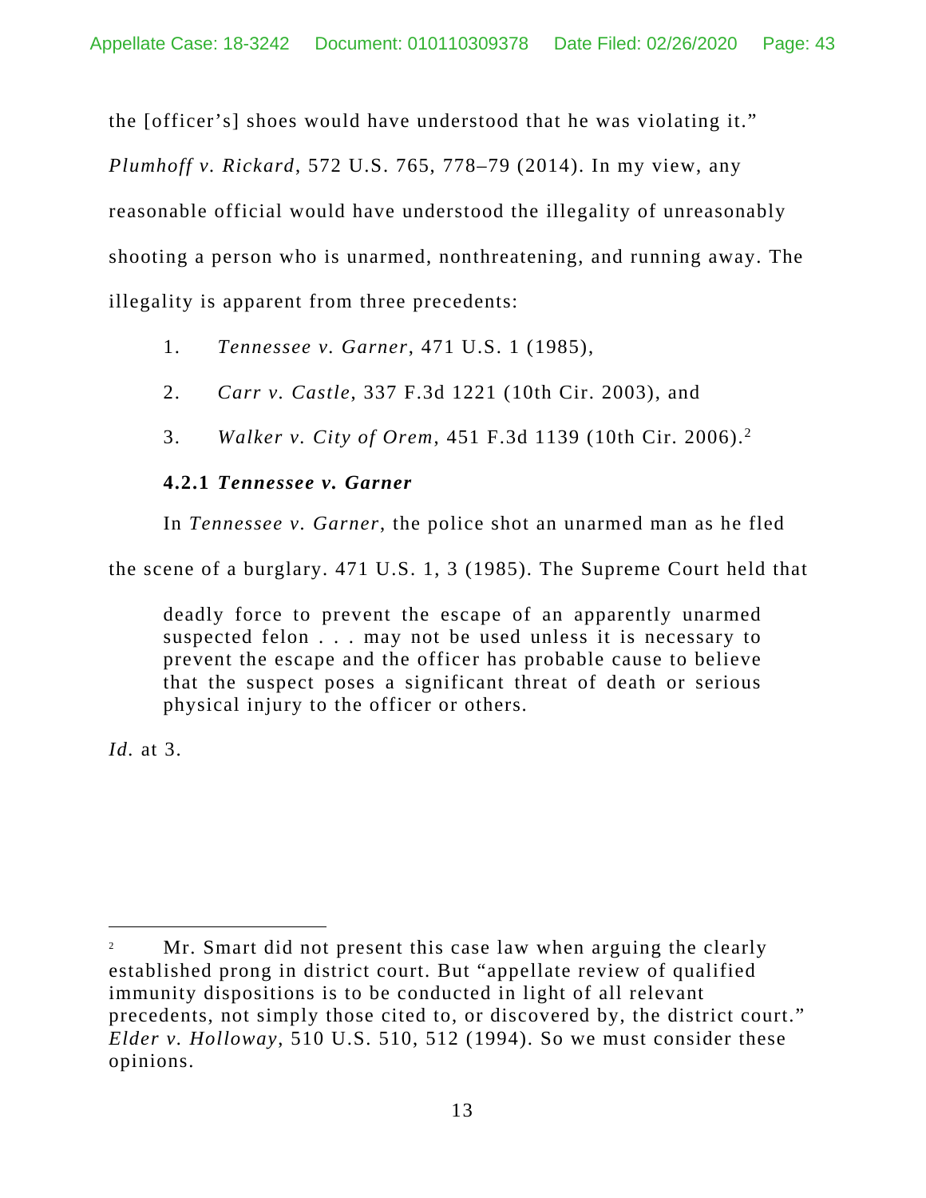the [officer's] shoes would have understood that he was violating it." *Plumhoff v. Rickard*, 572 U.S. 765, 778–79 (2014). In my view, any reasonable official would have understood the illegality of unreasonably shooting a person who is unarmed, nonthreatening, and running away. The illegality is apparent from three precedents:

1. *Tennessee v. Garner*, 471 U.S. 1 (1985),
2. *Carr v. Castle*, 337 F.3d 1221 (10th Cir. 2003), and
3. *Walker v. City of Orem*, 451 F.3d 1139 (10th Cir. 2006).[2]

#### 4.2.1 *Tennessee v. Garner*

In *Tennessee v. Garner*, the police shot an unarmed man as he fled the scene of a burglary. 471 U.S. 1, 3 (1985). The Supreme Court held that

> deadly force to prevent the escape of an apparently unarmed suspected felon . . . may not be used unless it is necessary to prevent the escape and the officer has probable cause to believe that the suspect poses a significant threat of death or serious physical injury to the officer or others.

*Id.* at 3.

---

[2] Mr. Smart did not present this case law when arguing the clearly established prong in district court. But "appellate review of qualified immunity dispositions is to be conducted in light of all relevant precedents, not simply those cited to, or discovered by, the district court." *Elder v. Holloway*, 510 U.S. 510, 512 (1994). So we must consider these opinions.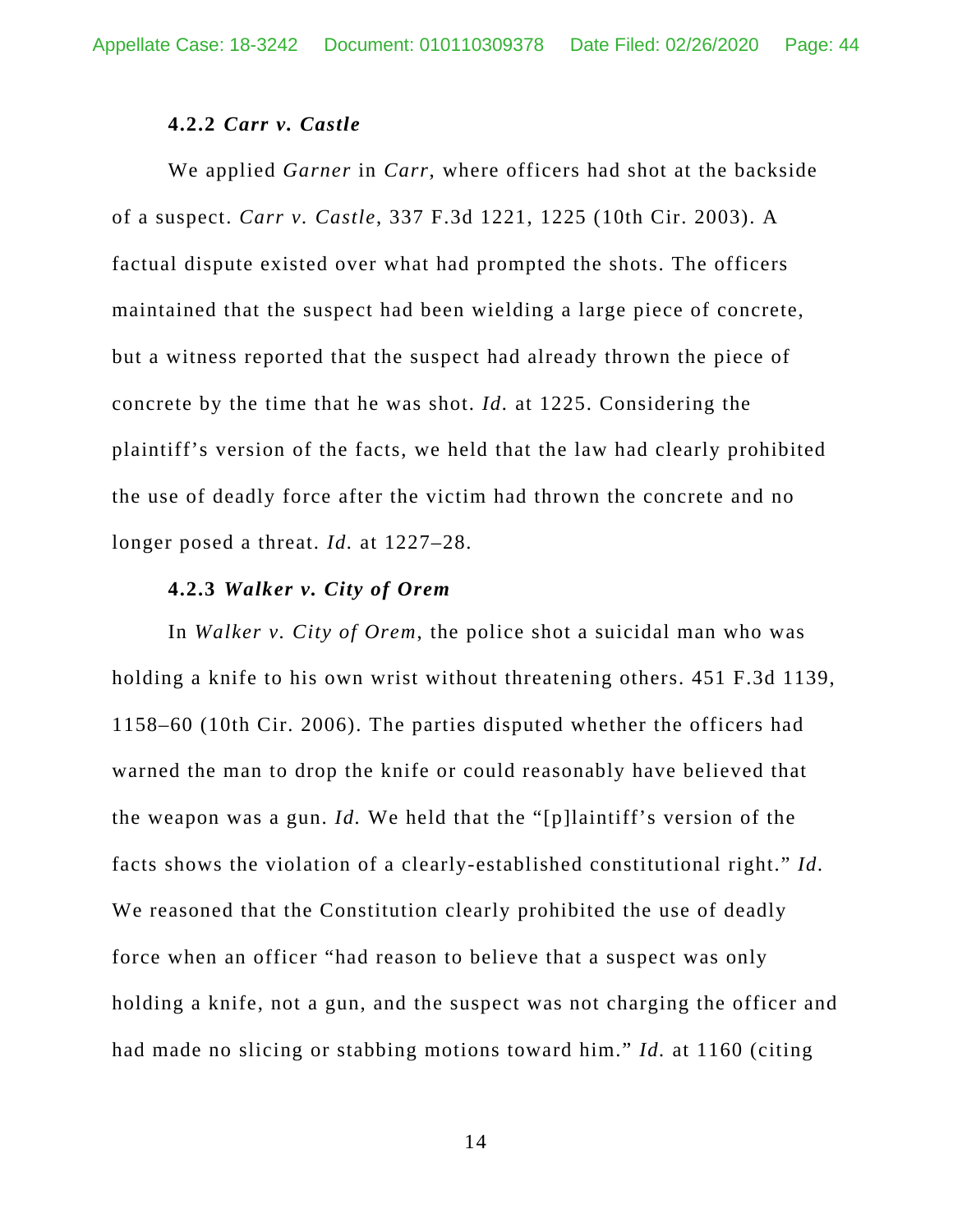#### 4.2.2 *Carr v. Castle*

We applied *Garner* in *Carr*, where officers had shot at the backside of a suspect. *Carr v. Castle*, 337 F.3d 1221, 1225 (10th Cir. 2003). A factual dispute existed over what had prompted the shots. The officers maintained that the suspect had been wielding a large piece of concrete, but a witness reported that the suspect had already thrown the piece of concrete by the time that he was shot. *Id.* at 1225. Considering the plaintiff's version of the facts, we held that the law had clearly prohibited the use of deadly force after the victim had thrown the concrete and no longer posed a threat. *Id.* at 1227–28.

#### 4.2.3 *Walker v. City of Orem*

In *Walker v. City of Orem*, the police shot a suicidal man who was holding a knife to his own wrist without threatening others. 451 F.3d 1139, 1158–60 (10th Cir. 2006). The parties disputed whether the officers had warned the man to drop the knife or could reasonably have believed that the weapon was a gun. *Id.* We held that the "[p]laintiff's version of the facts shows the violation of a clearly-established constitutional right." *Id.* We reasoned that the Constitution clearly prohibited the use of deadly force when an officer "had reason to believe that a suspect was only holding a knife, not a gun, and the suspect was not charging the officer and had made no slicing or stabbing motions toward him." *Id.* at 1160 (citing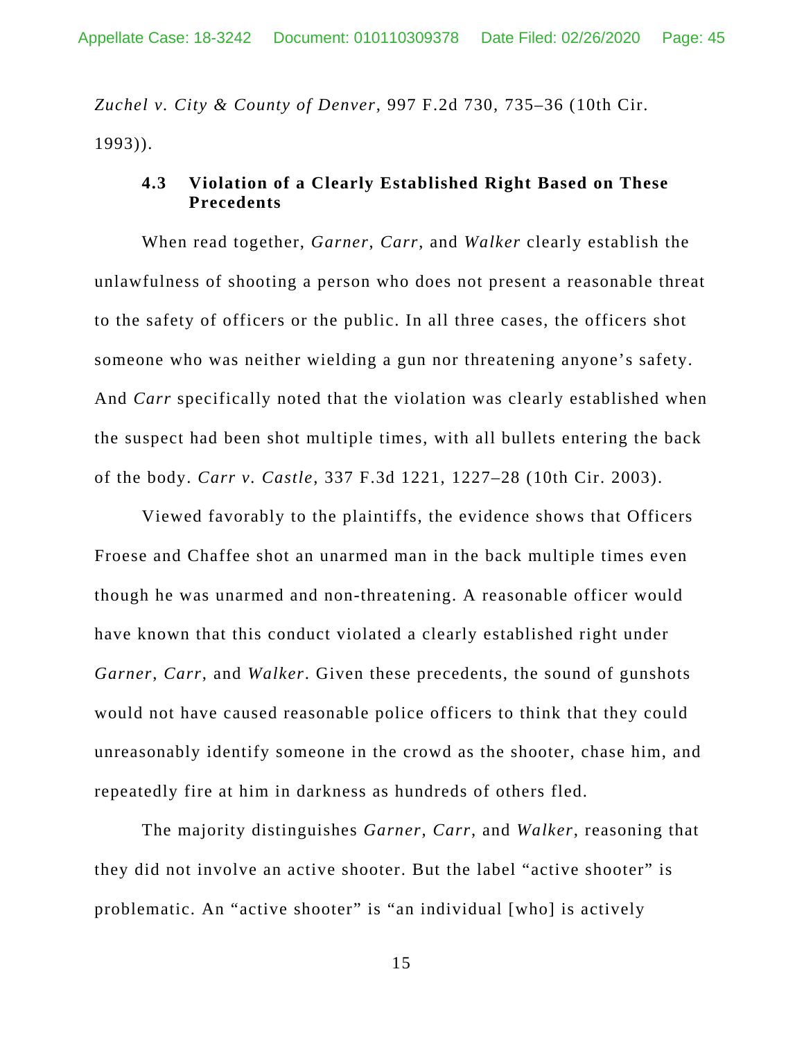*Zuchel v. City & County of Denver*, 997 F.2d 730, 735–36 (10th Cir. 1993)).

### 4.3 Violation of a Clearly Established Right Based on These Precedents

When read together, *Garner*, *Carr*, and *Walker* clearly establish the unlawfulness of shooting a person who does not present a reasonable threat to the safety of officers or the public. In all three cases, the officers shot someone who was neither wielding a gun nor threatening anyone's safety. And *Carr* specifically noted that the violation was clearly established when the suspect had been shot multiple times, with all bullets entering the back of the body. *Carr v. Castle*, 337 F.3d 1221, 1227–28 (10th Cir. 2003).

Viewed favorably to the plaintiffs, the evidence shows that Officers Froese and Chaffee shot an unarmed man in the back multiple times even though he was unarmed and non-threatening. A reasonable officer would have known that this conduct violated a clearly established right under *Garner*, *Carr*, and *Walker*. Given these precedents, the sound of gunshots would not have caused reasonable police officers to think that they could unreasonably identify someone in the crowd as the shooter, chase him, and repeatedly fire at him in darkness as hundreds of others fled.

The majority distinguishes *Garner*, *Carr*, and *Walker*, reasoning that they did not involve an active shooter. But the label "active shooter" is problematic. An "active shooter" is "an individual [who] is actively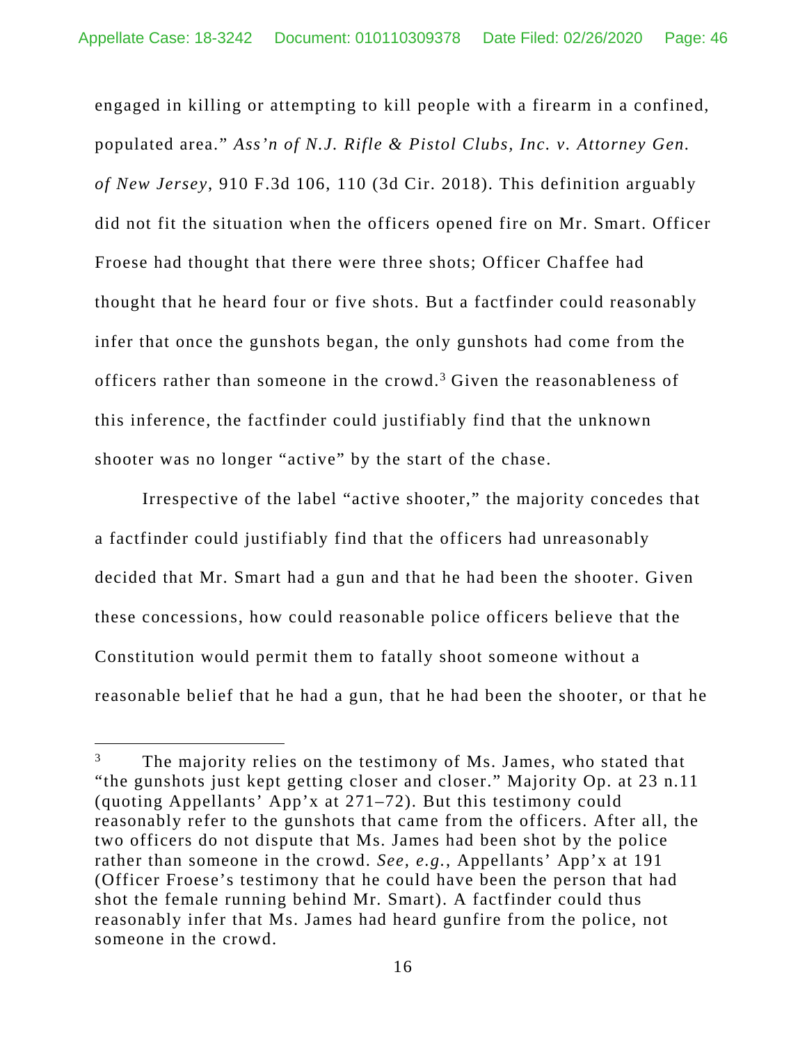engaged in killing or attempting to kill people with a firearm in a confined, populated area." *Ass'n of N.J. Rifle & Pistol Clubs, Inc. v. Attorney Gen. of New Jersey*, 910 F.3d 106, 110 (3d Cir. 2018). This definition arguably did not fit the situation when the officers opened fire on Mr. Smart. Officer Froese had thought that there were three shots; Officer Chaffee had thought that he heard four or five shots. But a factfinder could reasonably infer that once the gunshots began, the only gunshots had come from the officers rather than someone in the crowd.[3] Given the reasonableness of this inference, the factfinder could justifiably find that the unknown shooter was no longer "active" by the start of the chase.

Irrespective of the label "active shooter," the majority concedes that a factfinder could justifiably find that the officers had unreasonably decided that Mr. Smart had a gun and that he had been the shooter. Given these concessions, how could reasonable police officers believe that the Constitution would permit them to fatally shoot someone without a reasonable belief that he had a gun, that he had been the shooter, or that he

---

[3] The majority relies on the testimony of Ms. James, who stated that "the gunshots just kept getting closer and closer." Majority Op. at 23 n.11 (quoting Appellants' App'x at 271–72). But this testimony could reasonably refer to the gunshots that came from the officers. After all, the two officers do not dispute that Ms. James had been shot by the police rather than someone in the crowd. *See, e.g.*, Appellants' App'x at 191 (Officer Froese's testimony that he could have been the person that had shot the female running behind Mr. Smart). A factfinder could thus reasonably infer that Ms. James had heard gunfire from the police, not someone in the crowd.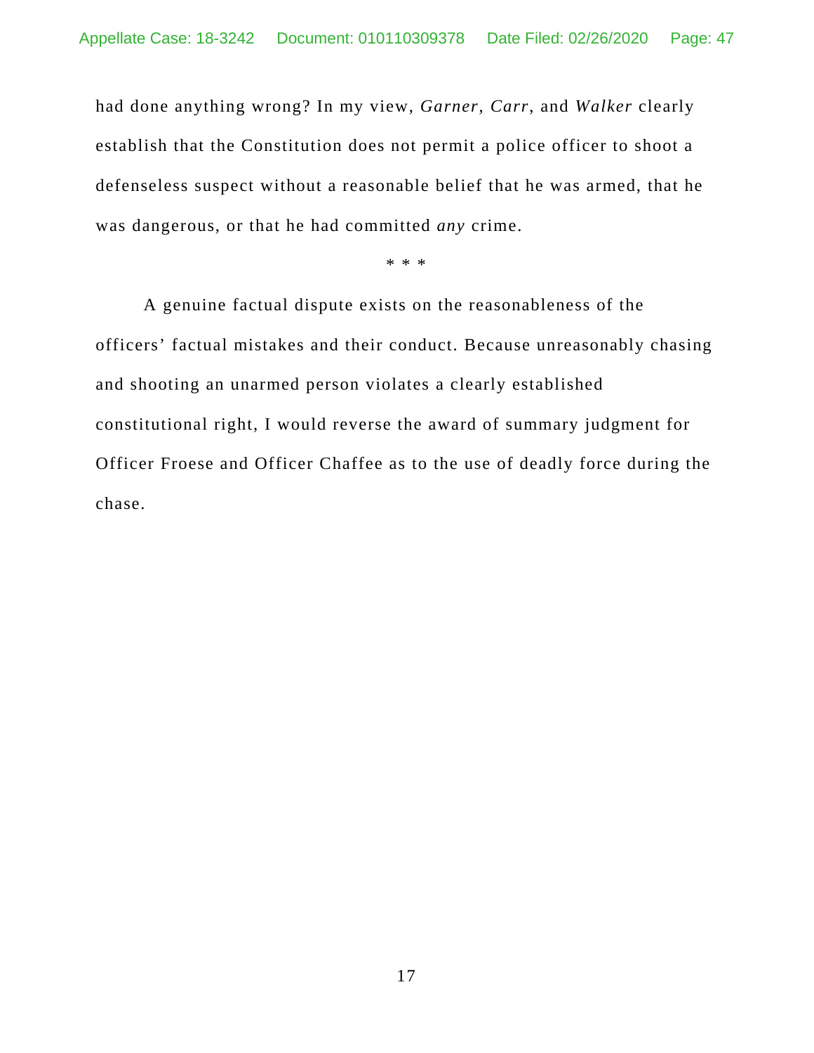had done anything wrong? In my view, *Garner*, *Carr*, and *Walker* clearly establish that the Constitution does not permit a police officer to shoot a defenseless suspect without a reasonable belief that he was armed, that he was dangerous, or that he had committed *any* crime.

\* \* \*

A genuine factual dispute exists on the reasonableness of the officers' factual mistakes and their conduct. Because unreasonably chasing and shooting an unarmed person violates a clearly established constitutional right, I would reverse the award of summary judgment for Officer Froese and Officer Chaffee as to the use of deadly force during the chase.